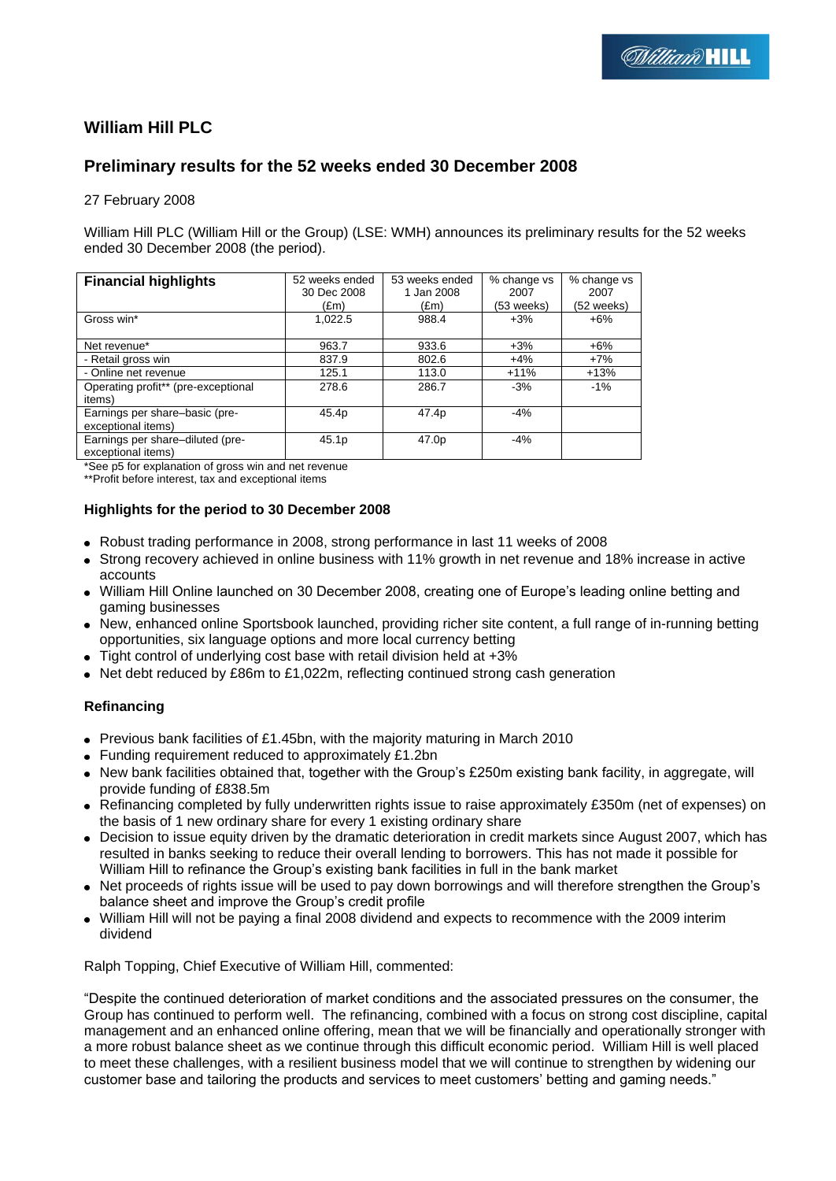# William Hill PLC

## Preliminary results for the 52 weeks ended 30 December 2008

27 February 2008

William Hill PLC (William Hill or the Group) (LSE: WMH) announces its preliminary results for the 52 weeks ended 30 December 2008 (the period).

| **Financial highlights** | 52 weeks ended 30 Dec 2008 (£m) | 53 weeks ended 1 Jan 2008 (£m) | % change vs 2007 (53 weeks) | % change vs 2007 (52 weeks) |
|---|---|---|---|---|
| Gross win* | 1,022.5 | 988.4 | +3% | +6% |
| Net revenue* | 963.7 | 933.6 | +3% | +6% |
| - Retail gross win | 837.9 | 802.6 | +4% | +7% |
| - Online net revenue | 125.1 | 113.0 | +11% | +13% |
| Operating profit** (pre-exceptional items) | 278.6 | 286.7 | -3% | -1% |
| Earnings per share–basic (pre-exceptional items) | 45.4p | 47.4p | -4% | |
| Earnings per share–diluted (pre-exceptional items) | 45.1p | 47.0p | -4% | |

*See p5 for explanation of gross win and net revenue
**Profit before interest, tax and exceptional items

### Highlights for the period to 30 December 2008

- Robust trading performance in 2008, strong performance in last 11 weeks of 2008
- Strong recovery achieved in online business with 11% growth in net revenue and 18% increase in active accounts
- William Hill Online launched on 30 December 2008, creating one of Europe's leading online betting and gaming businesses
- New, enhanced online Sportsbook launched, providing richer site content, a full range of in-running betting opportunities, six language options and more local currency betting
- Tight control of underlying cost base with retail division held at +3%
- Net debt reduced by £86m to £1,022m, reflecting continued strong cash generation

### Refinancing

- Previous bank facilities of £1.45bn, with the majority maturing in March 2010
- Funding requirement reduced to approximately £1.2bn
- New bank facilities obtained that, together with the Group's £250m existing bank facility, in aggregate, will provide funding of £838.5m
- Refinancing completed by fully underwritten rights issue to raise approximately £350m (net of expenses) on the basis of 1 new ordinary share for every 1 existing ordinary share
- Decision to issue equity driven by the dramatic deterioration in credit markets since August 2007, which has resulted in banks seeking to reduce their overall lending to borrowers. This has not made it possible for William Hill to refinance the Group's existing bank facilities in full in the bank market
- Net proceeds of rights issue will be used to pay down borrowings and will therefore strengthen the Group's balance sheet and improve the Group's credit profile
- William Hill will not be paying a final 2008 dividend and expects to recommence with the 2009 interim dividend

Ralph Topping, Chief Executive of William Hill, commented:

"Despite the continued deterioration of market conditions and the associated pressures on the consumer, the Group has continued to perform well. The refinancing, combined with a focus on strong cost discipline, capital management and an enhanced online offering, mean that we will be financially and operationally stronger with a more robust balance sheet as we continue through this difficult economic period. William Hill is well placed to meet these challenges, with a resilient business model that we will continue to strengthen by widening our customer base and tailoring the products and services to meet customers' betting and gaming needs."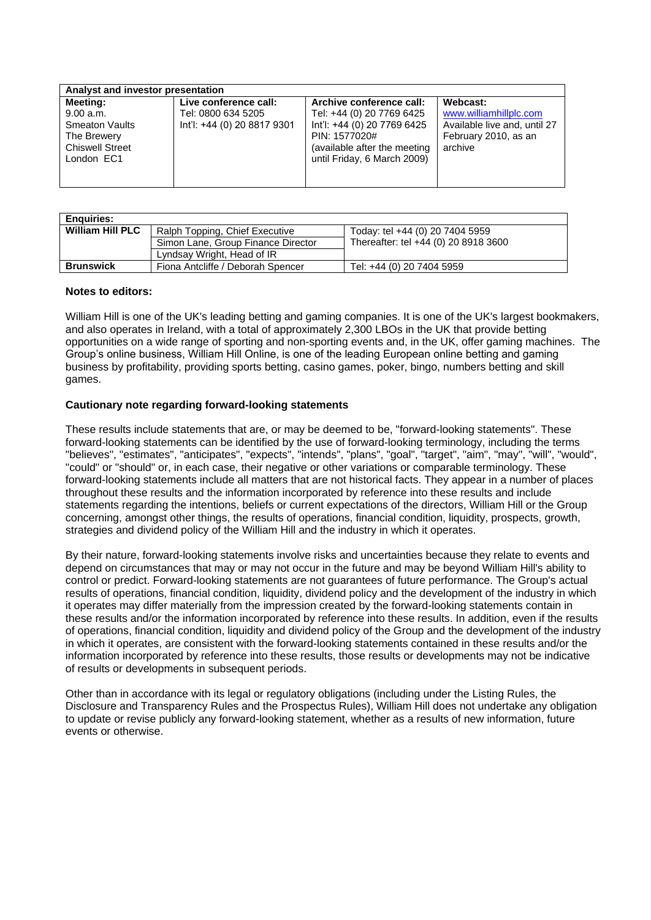| Analyst and investor presentation | | | |
|---|---|---|---|
| **Meeting:**<br>9.00 a.m.<br>Smeaton Vaults<br>The Brewery<br>Chiswell Street<br>London EC1 | **Live conference call:**<br>Tel: 0800 634 5205<br>Int'l: +44 (0) 20 8817 9301 | **Archive conference call:**<br>Tel: +44 (0) 20 7769 6425<br>Int'l: +44 (0) 20 7769 6425<br>PIN: 1577020#<br>(available after the meeting until Friday, 6 March 2009) | **Webcast:**<br>www.williamhillplc.com<br>Available live and, until 27 February 2010, as an archive |

| Enquiries: | | |
|---|---|---|
| **William Hill PLC** | Ralph Topping, Chief Executive<br>Simon Lane, Group Finance Director<br>Lyndsay Wright, Head of IR | Today: tel +44 (0) 20 7404 5959<br>Thereafter: tel +44 (0) 20 8918 3600 |
| **Brunswick** | Fiona Antcliffe / Deborah Spencer | Tel: +44 (0) 20 7404 5959 |

**Notes to editors:**

William Hill is one of the UK's leading betting and gaming companies. It is one of the UK's largest bookmakers, and also operates in Ireland, with a total of approximately 2,300 LBOs in the UK that provide betting opportunities on a wide range of sporting and non-sporting events and, in the UK, offer gaming machines. The Group's online business, William Hill Online, is one of the leading European online betting and gaming business by profitability, providing sports betting, casino games, poker, bingo, numbers betting and skill games.

**Cautionary note regarding forward-looking statements**

These results include statements that are, or may be deemed to be, "forward-looking statements". These forward-looking statements can be identified by the use of forward-looking terminology, including the terms "believes", "estimates", "anticipates", "expects", "intends", "plans", "goal", "target", "aim", "may", "will", "would", "could" or "should" or, in each case, their negative or other variations or comparable terminology. These forward-looking statements include all matters that are not historical facts. They appear in a number of places throughout these results and the information incorporated by reference into these results and include statements regarding the intentions, beliefs or current expectations of the directors, William Hill or the Group concerning, amongst other things, the results of operations, financial condition, liquidity, prospects, growth, strategies and dividend policy of the William Hill and the industry in which it operates.

By their nature, forward-looking statements involve risks and uncertainties because they relate to events and depend on circumstances that may or may not occur in the future and may be beyond William Hill's ability to control or predict. Forward-looking statements are not guarantees of future performance. The Group's actual results of operations, financial condition, liquidity, dividend policy and the development of the industry in which it operates may differ materially from the impression created by the forward-looking statements contain in these results and/or the information incorporated by reference into these results. In addition, even if the results of operations, financial condition, liquidity and dividend policy of the Group and the development of the industry in which it operates, are consistent with the forward-looking statements contained in these results and/or the information incorporated by reference into these results, those results or developments may not be indicative of results or developments in subsequent periods.

Other than in accordance with its legal or regulatory obligations (including under the Listing Rules, the Disclosure and Transparency Rules and the Prospectus Rules), William Hill does not undertake any obligation to update or revise publicly any forward-looking statement, whether as a results of new information, future events or otherwise.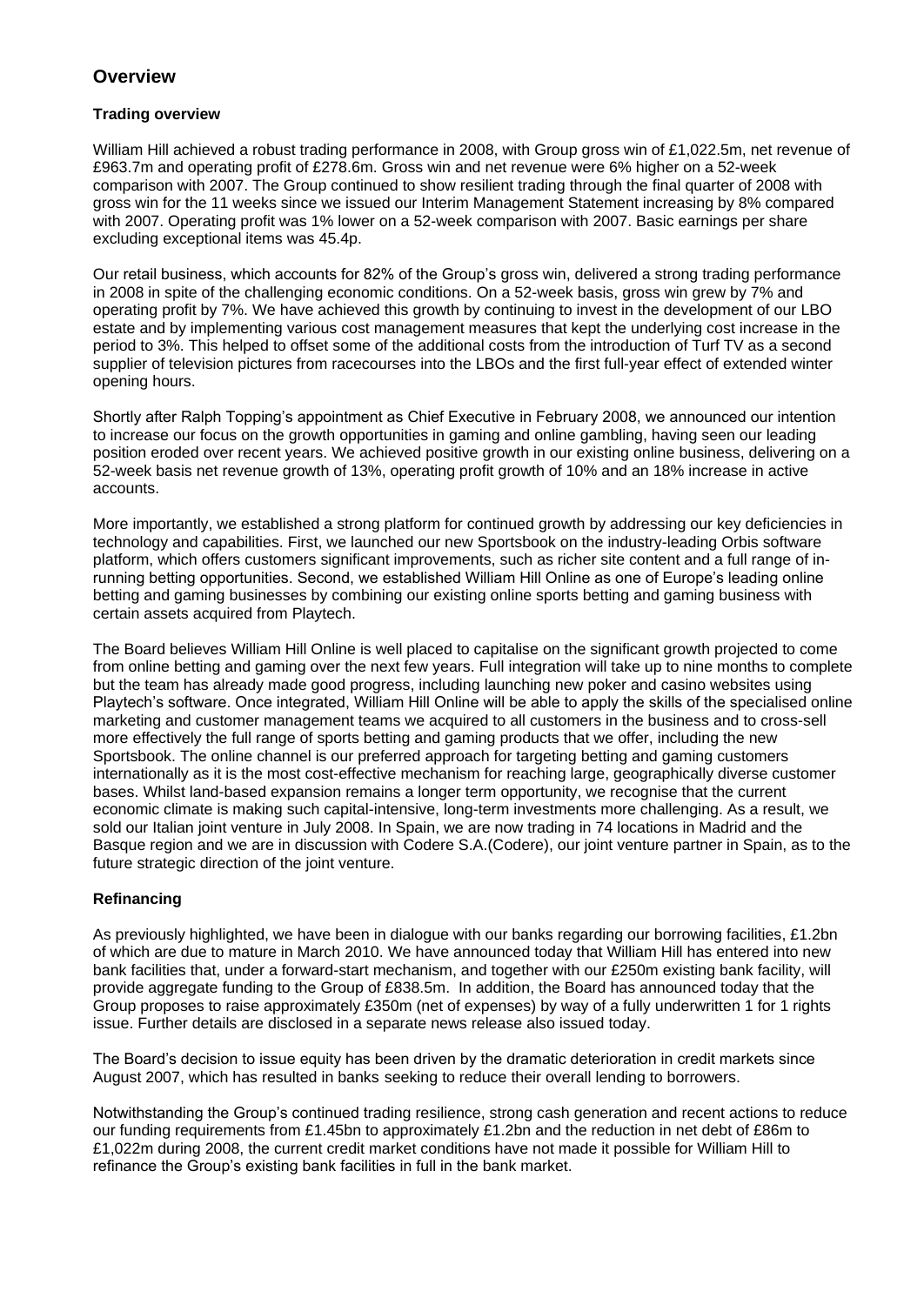## Overview

### Trading overview

William Hill achieved a robust trading performance in 2008, with Group gross win of £1,022.5m, net revenue of £963.7m and operating profit of £278.6m. Gross win and net revenue were 6% higher on a 52-week comparison with 2007. The Group continued to show resilient trading through the final quarter of 2008 with gross win for the 11 weeks since we issued our Interim Management Statement increasing by 8% compared with 2007. Operating profit was 1% lower on a 52-week comparison with 2007. Basic earnings per share excluding exceptional items was 45.4p.

Our retail business, which accounts for 82% of the Group's gross win, delivered a strong trading performance in 2008 in spite of the challenging economic conditions. On a 52-week basis, gross win grew by 7% and operating profit by 7%. We have achieved this growth by continuing to invest in the development of our LBO estate and by implementing various cost management measures that kept the underlying cost increase in the period to 3%. This helped to offset some of the additional costs from the introduction of Turf TV as a second supplier of television pictures from racecourses into the LBOs and the first full-year effect of extended winter opening hours.

Shortly after Ralph Topping's appointment as Chief Executive in February 2008, we announced our intention to increase our focus on the growth opportunities in gaming and online gambling, having seen our leading position eroded over recent years. We achieved positive growth in our existing online business, delivering on a 52-week basis net revenue growth of 13%, operating profit growth of 10% and an 18% increase in active accounts.

More importantly, we established a strong platform for continued growth by addressing our key deficiencies in technology and capabilities. First, we launched our new Sportsbook on the industry-leading Orbis software platform, which offers customers significant improvements, such as richer site content and a full range of in-running betting opportunities. Second, we established William Hill Online as one of Europe's leading online betting and gaming businesses by combining our existing online sports betting and gaming business with certain assets acquired from Playtech.

The Board believes William Hill Online is well placed to capitalise on the significant growth projected to come from online betting and gaming over the next few years. Full integration will take up to nine months to complete but the team has already made good progress, including launching new poker and casino websites using Playtech's software. Once integrated, William Hill Online will be able to apply the skills of the specialised online marketing and customer management teams we acquired to all customers in the business and to cross-sell more effectively the full range of sports betting and gaming products that we offer, including the new Sportsbook. The online channel is our preferred approach for targeting betting and gaming customers internationally as it is the most cost-effective mechanism for reaching large, geographically diverse customer bases. Whilst land-based expansion remains a longer term opportunity, we recognise that the current economic climate is making such capital-intensive, long-term investments more challenging. As a result, we sold our Italian joint venture in July 2008. In Spain, we are now trading in 74 locations in Madrid and the Basque region and we are in discussion with Codere S.A.(Codere), our joint venture partner in Spain, as to the future strategic direction of the joint venture.

### Refinancing

As previously highlighted, we have been in dialogue with our banks regarding our borrowing facilities, £1.2bn of which are due to mature in March 2010. We have announced today that William Hill has entered into new bank facilities that, under a forward-start mechanism, and together with our £250m existing bank facility, will provide aggregate funding to the Group of £838.5m. In addition, the Board has announced today that the Group proposes to raise approximately £350m (net of expenses) by way of a fully underwritten 1 for 1 rights issue. Further details are disclosed in a separate news release also issued today.

The Board's decision to issue equity has been driven by the dramatic deterioration in credit markets since August 2007, which has resulted in banks seeking to reduce their overall lending to borrowers.

Notwithstanding the Group's continued trading resilience, strong cash generation and recent actions to reduce our funding requirements from £1.45bn to approximately £1.2bn and the reduction in net debt of £86m to £1,022m during 2008, the current credit market conditions have not made it possible for William Hill to refinance the Group's existing bank facilities in full in the bank market.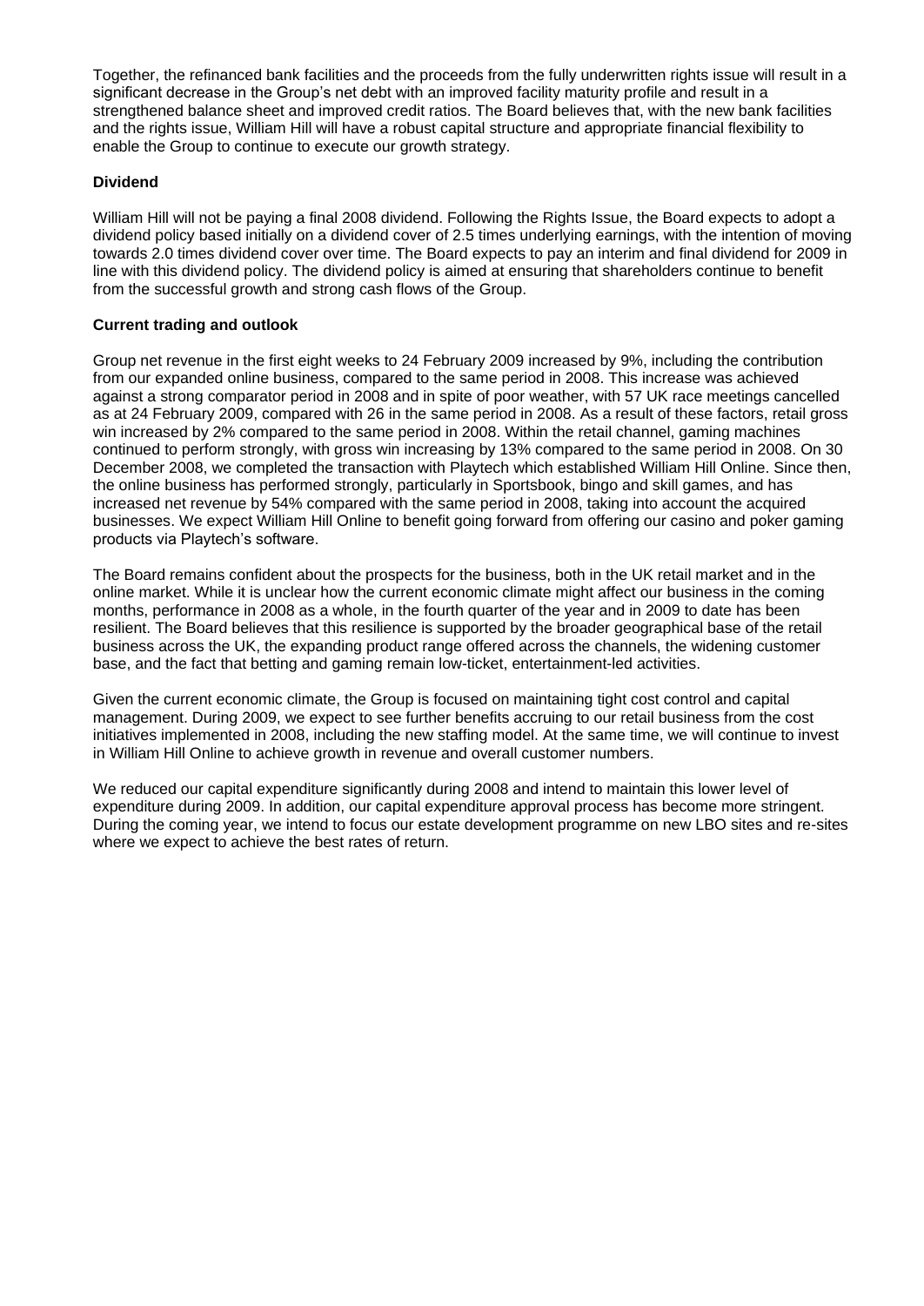Together, the refinanced bank facilities and the proceeds from the fully underwritten rights issue will result in a significant decrease in the Group's net debt with an improved facility maturity profile and result in a strengthened balance sheet and improved credit ratios. The Board believes that, with the new bank facilities and the rights issue, William Hill will have a robust capital structure and appropriate financial flexibility to enable the Group to continue to execute our growth strategy.

**Dividend**

William Hill will not be paying a final 2008 dividend. Following the Rights Issue, the Board expects to adopt a dividend policy based initially on a dividend cover of 2.5 times underlying earnings, with the intention of moving towards 2.0 times dividend cover over time. The Board expects to pay an interim and final dividend for 2009 in line with this dividend policy. The dividend policy is aimed at ensuring that shareholders continue to benefit from the successful growth and strong cash flows of the Group.

**Current trading and outlook**

Group net revenue in the first eight weeks to 24 February 2009 increased by 9%, including the contribution from our expanded online business, compared to the same period in 2008. This increase was achieved against a strong comparator period in 2008 and in spite of poor weather, with 57 UK race meetings cancelled as at 24 February 2009, compared with 26 in the same period in 2008. As a result of these factors, retail gross win increased by 2% compared to the same period in 2008. Within the retail channel, gaming machines continued to perform strongly, with gross win increasing by 13% compared to the same period in 2008. On 30 December 2008, we completed the transaction with Playtech which established William Hill Online. Since then, the online business has performed strongly, particularly in Sportsbook, bingo and skill games, and has increased net revenue by 54% compared with the same period in 2008, taking into account the acquired businesses. We expect William Hill Online to benefit going forward from offering our casino and poker gaming products via Playtech's software.

The Board remains confident about the prospects for the business, both in the UK retail market and in the online market. While it is unclear how the current economic climate might affect our business in the coming months, performance in 2008 as a whole, in the fourth quarter of the year and in 2009 to date has been resilient. The Board believes that this resilience is supported by the broader geographical base of the retail business across the UK, the expanding product range offered across the channels, the widening customer base, and the fact that betting and gaming remain low-ticket, entertainment-led activities.

Given the current economic climate, the Group is focused on maintaining tight cost control and capital management. During 2009, we expect to see further benefits accruing to our retail business from the cost initiatives implemented in 2008, including the new staffing model. At the same time, we will continue to invest in William Hill Online to achieve growth in revenue and overall customer numbers.

We reduced our capital expenditure significantly during 2008 and intend to maintain this lower level of expenditure during 2009. In addition, our capital expenditure approval process has become more stringent. During the coming year, we intend to focus our estate development programme on new LBO sites and re-sites where we expect to achieve the best rates of return.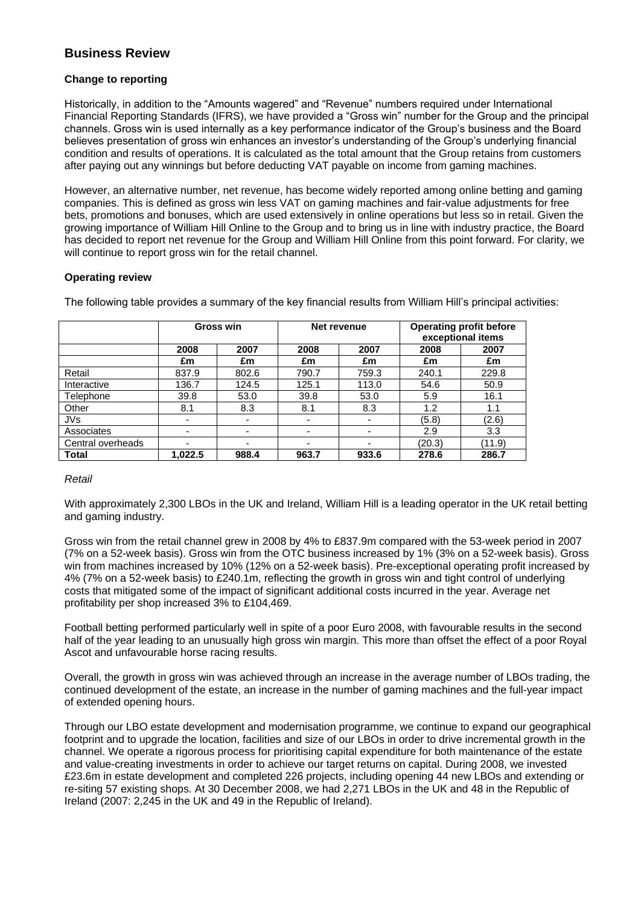## Business Review

### Change to reporting

Historically, in addition to the "Amounts wagered" and "Revenue" numbers required under International Financial Reporting Standards (IFRS), we have provided a "Gross win" number for the Group and the principal channels. Gross win is used internally as a key performance indicator of the Group's business and the Board believes presentation of gross win enhances an investor's understanding of the Group's underlying financial condition and results of operations. It is calculated as the total amount that the Group retains from customers after paying out any winnings but before deducting VAT payable on income from gaming machines.

However, an alternative number, net revenue, has become widely reported among online betting and gaming companies. This is defined as gross win less VAT on gaming machines and fair-value adjustments for free bets, promotions and bonuses, which are used extensively in online operations but less so in retail. Given the growing importance of William Hill Online to the Group and to bring us in line with industry practice, the Board has decided to report net revenue for the Group and William Hill Online from this point forward. For clarity, we will continue to report gross win for the retail channel.

### Operating review

The following table provides a summary of the key financial results from William Hill's principal activities:

| | Gross win | | Net revenue | | Operating profit before exceptional items | |
|---|---|---|---|---|---|---|
| | 2008 | 2007 | 2008 | 2007 | 2008 | 2007 |
| | £m | £m | £m | £m | £m | £m |
| Retail | 837.9 | 802.6 | 790.7 | 759.3 | 240.1 | 229.8 |
| Interactive | 136.7 | 124.5 | 125.1 | 113.0 | 54.6 | 50.9 |
| Telephone | 39.8 | 53.0 | 39.8 | 53.0 | 5.9 | 16.1 |
| Other | 8.1 | 8.3 | 8.1 | 8.3 | 1.2 | 1.1 |
| JVs | - | - | - | - | (5.8) | (2.6) |
| Associates | - | - | - | - | 2.9 | 3.3 |
| Central overheads | - | - | - | - | (20.3) | (11.9) |
| **Total** | **1,022.5** | **988.4** | **963.7** | **933.6** | **278.6** | **286.7** |

*Retail*

With approximately 2,300 LBOs in the UK and Ireland, William Hill is a leading operator in the UK retail betting and gaming industry.

Gross win from the retail channel grew in 2008 by 4% to £837.9m compared with the 53-week period in 2007 (7% on a 52-week basis). Gross win from the OTC business increased by 1% (3% on a 52-week basis). Gross win from machines increased by 10% (12% on a 52-week basis). Pre-exceptional operating profit increased by 4% (7% on a 52-week basis) to £240.1m, reflecting the growth in gross win and tight control of underlying costs that mitigated some of the impact of significant additional costs incurred in the year. Average net profitability per shop increased 3% to £104,469.

Football betting performed particularly well in spite of a poor Euro 2008, with favourable results in the second half of the year leading to an unusually high gross win margin. This more than offset the effect of a poor Royal Ascot and unfavourable horse racing results.

Overall, the growth in gross win was achieved through an increase in the average number of LBOs trading, the continued development of the estate, an increase in the number of gaming machines and the full-year impact of extended opening hours.

Through our LBO estate development and modernisation programme, we continue to expand our geographical footprint and to upgrade the location, facilities and size of our LBOs in order to drive incremental growth in the channel. We operate a rigorous process for prioritising capital expenditure for both maintenance of the estate and value-creating investments in order to achieve our target returns on capital. During 2008, we invested £23.6m in estate development and completed 226 projects, including opening 44 new LBOs and extending or re-siting 57 existing shops. At 30 December 2008, we had 2,271 LBOs in the UK and 48 in the Republic of Ireland (2007: 2,245 in the UK and 49 in the Republic of Ireland).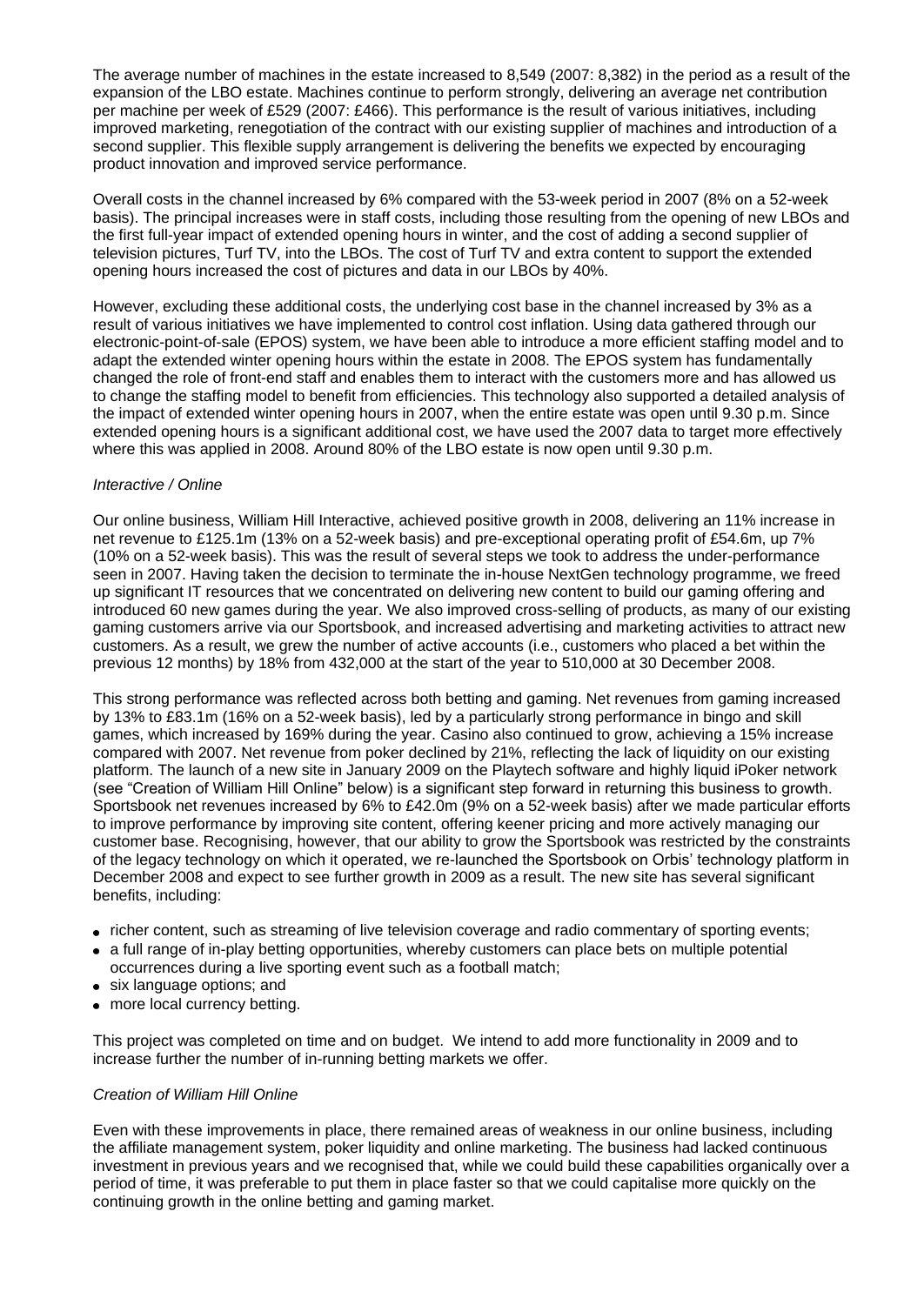The average number of machines in the estate increased to 8,549 (2007: 8,382) in the period as a result of the expansion of the LBO estate. Machines continue to perform strongly, delivering an average net contribution per machine per week of £529 (2007: £466). This performance is the result of various initiatives, including improved marketing, renegotiation of the contract with our existing supplier of machines and introduction of a second supplier. This flexible supply arrangement is delivering the benefits we expected by encouraging product innovation and improved service performance.

Overall costs in the channel increased by 6% compared with the 53-week period in 2007 (8% on a 52-week basis). The principal increases were in staff costs, including those resulting from the opening of new LBOs and the first full-year impact of extended opening hours in winter, and the cost of adding a second supplier of television pictures, Turf TV, into the LBOs. The cost of Turf TV and extra content to support the extended opening hours increased the cost of pictures and data in our LBOs by 40%.

However, excluding these additional costs, the underlying cost base in the channel increased by 3% as a result of various initiatives we have implemented to control cost inflation. Using data gathered through our electronic-point-of-sale (EPOS) system, we have been able to introduce a more efficient staffing model and to adapt the extended winter opening hours within the estate in 2008. The EPOS system has fundamentally changed the role of front-end staff and enables them to interact with the customers more and has allowed us to change the staffing model to benefit from efficiencies. This technology also supported a detailed analysis of the impact of extended winter opening hours in 2007, when the entire estate was open until 9.30 p.m. Since extended opening hours is a significant additional cost, we have used the 2007 data to target more effectively where this was applied in 2008. Around 80% of the LBO estate is now open until 9.30 p.m.

*Interactive / Online*

Our online business, William Hill Interactive, achieved positive growth in 2008, delivering an 11% increase in net revenue to £125.1m (13% on a 52-week basis) and pre-exceptional operating profit of £54.6m, up 7% (10% on a 52-week basis). This was the result of several steps we took to address the under-performance seen in 2007. Having taken the decision to terminate the in-house NextGen technology programme, we freed up significant IT resources that we concentrated on delivering new content to build our gaming offering and introduced 60 new games during the year. We also improved cross-selling of products, as many of our existing gaming customers arrive via our Sportsbook, and increased advertising and marketing activities to attract new customers. As a result, we grew the number of active accounts (i.e., customers who placed a bet within the previous 12 months) by 18% from 432,000 at the start of the year to 510,000 at 30 December 2008.

This strong performance was reflected across both betting and gaming. Net revenues from gaming increased by 13% to £83.1m (16% on a 52-week basis), led by a particularly strong performance in bingo and skill games, which increased by 169% during the year. Casino also continued to grow, achieving a 15% increase compared with 2007. Net revenue from poker declined by 21%, reflecting the lack of liquidity on our existing platform. The launch of a new site in January 2009 on the Playtech software and highly liquid iPoker network (see "Creation of William Hill Online" below) is a significant step forward in returning this business to growth. Sportsbook net revenues increased by 6% to £42.0m (9% on a 52-week basis) after we made particular efforts to improve performance by improving site content, offering keener pricing and more actively managing our customer base. Recognising, however, that our ability to grow the Sportsbook was restricted by the constraints of the legacy technology on which it operated, we re-launched the Sportsbook on Orbis' technology platform in December 2008 and expect to see further growth in 2009 as a result. The new site has several significant benefits, including:

- richer content, such as streaming of live television coverage and radio commentary of sporting events;
- a full range of in-play betting opportunities, whereby customers can place bets on multiple potential occurrences during a live sporting event such as a football match;
- six language options; and
- more local currency betting.

This project was completed on time and on budget. We intend to add more functionality in 2009 and to increase further the number of in-running betting markets we offer.

*Creation of William Hill Online*

Even with these improvements in place, there remained areas of weakness in our online business, including the affiliate management system, poker liquidity and online marketing. The business had lacked continuous investment in previous years and we recognised that, while we could build these capabilities organically over a period of time, it was preferable to put them in place faster so that we could capitalise more quickly on the continuing growth in the online betting and gaming market.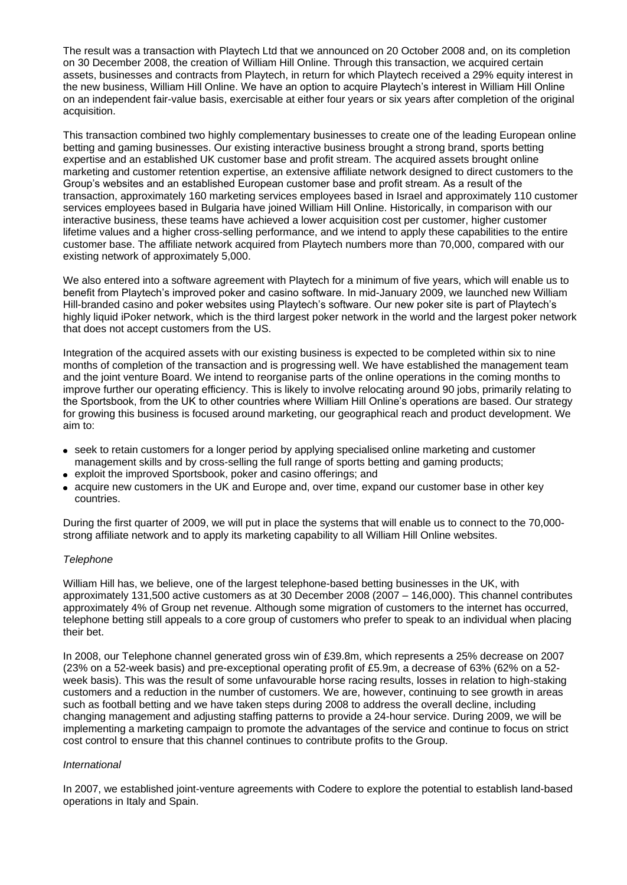The result was a transaction with Playtech Ltd that we announced on 20 October 2008 and, on its completion on 30 December 2008, the creation of William Hill Online. Through this transaction, we acquired certain assets, businesses and contracts from Playtech, in return for which Playtech received a 29% equity interest in the new business, William Hill Online. We have an option to acquire Playtech's interest in William Hill Online on an independent fair-value basis, exercisable at either four years or six years after completion of the original acquisition.

This transaction combined two highly complementary businesses to create one of the leading European online betting and gaming businesses. Our existing interactive business brought a strong brand, sports betting expertise and an established UK customer base and profit stream. The acquired assets brought online marketing and customer retention expertise, an extensive affiliate network designed to direct customers to the Group's websites and an established European customer base and profit stream. As a result of the transaction, approximately 160 marketing services employees based in Israel and approximately 110 customer services employees based in Bulgaria have joined William Hill Online. Historically, in comparison with our interactive business, these teams have achieved a lower acquisition cost per customer, higher customer lifetime values and a higher cross-selling performance, and we intend to apply these capabilities to the entire customer base. The affiliate network acquired from Playtech numbers more than 70,000, compared with our existing network of approximately 5,000.

We also entered into a software agreement with Playtech for a minimum of five years, which will enable us to benefit from Playtech's improved poker and casino software. In mid-January 2009, we launched new William Hill-branded casino and poker websites using Playtech's software. Our new poker site is part of Playtech's highly liquid iPoker network, which is the third largest poker network in the world and the largest poker network that does not accept customers from the US.

Integration of the acquired assets with our existing business is expected to be completed within six to nine months of completion of the transaction and is progressing well. We have established the management team and the joint venture Board. We intend to reorganise parts of the online operations in the coming months to improve further our operating efficiency. This is likely to involve relocating around 90 jobs, primarily relating to the Sportsbook, from the UK to other countries where William Hill Online's operations are based. Our strategy for growing this business is focused around marketing, our geographical reach and product development. We aim to:

- seek to retain customers for a longer period by applying specialised online marketing and customer management skills and by cross-selling the full range of sports betting and gaming products;
- exploit the improved Sportsbook, poker and casino offerings; and
- acquire new customers in the UK and Europe and, over time, expand our customer base in other key countries.

During the first quarter of 2009, we will put in place the systems that will enable us to connect to the 70,000-strong affiliate network and to apply its marketing capability to all William Hill Online websites.

*Telephone*

William Hill has, we believe, one of the largest telephone-based betting businesses in the UK, with approximately 131,500 active customers as at 30 December 2008 (2007 – 146,000). This channel contributes approximately 4% of Group net revenue. Although some migration of customers to the internet has occurred, telephone betting still appeals to a core group of customers who prefer to speak to an individual when placing their bet.

In 2008, our Telephone channel generated gross win of £39.8m, which represents a 25% decrease on 2007 (23% on a 52-week basis) and pre-exceptional operating profit of £5.9m, a decrease of 63% (62% on a 52-week basis). This was the result of some unfavourable horse racing results, losses in relation to high-staking customers and a reduction in the number of customers. We are, however, continuing to see growth in areas such as football betting and we have taken steps during 2008 to address the overall decline, including changing management and adjusting staffing patterns to provide a 24-hour service. During 2009, we will be implementing a marketing campaign to promote the advantages of the service and continue to focus on strict cost control to ensure that this channel continues to contribute profits to the Group.

*International*

In 2007, we established joint-venture agreements with Codere to explore the potential to establish land-based operations in Italy and Spain.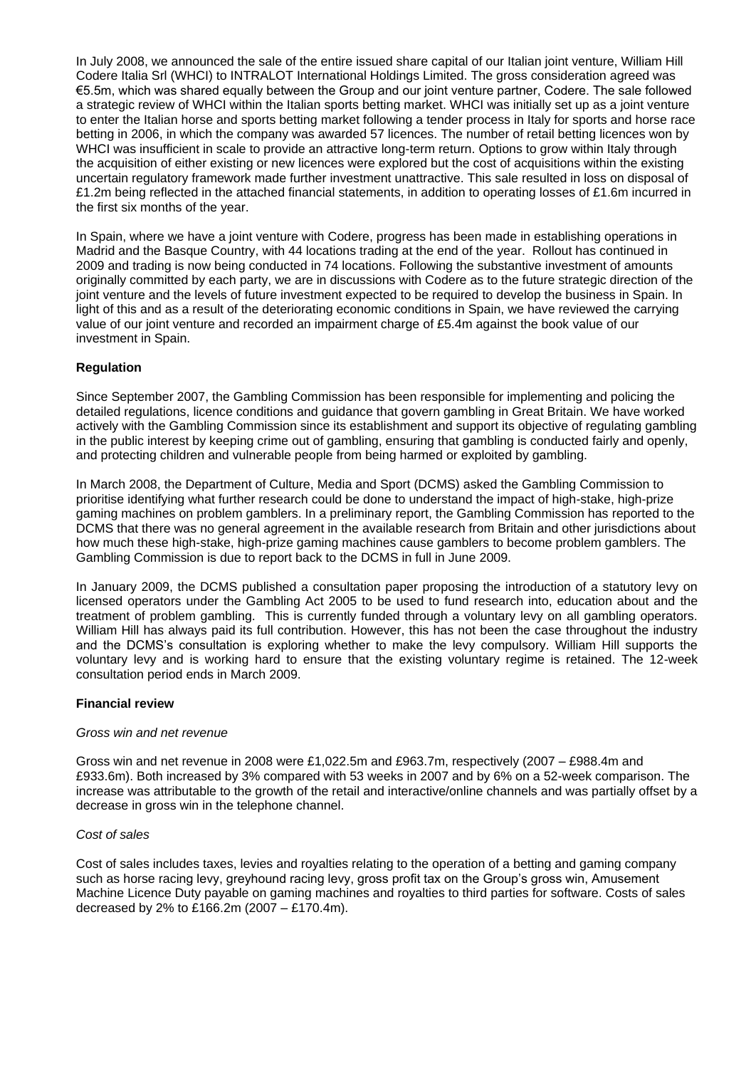In July 2008, we announced the sale of the entire issued share capital of our Italian joint venture, William Hill Codere Italia Srl (WHCI) to INTRALOT International Holdings Limited. The gross consideration agreed was €5.5m, which was shared equally between the Group and our joint venture partner, Codere. The sale followed a strategic review of WHCI within the Italian sports betting market. WHCI was initially set up as a joint venture to enter the Italian horse and sports betting market following a tender process in Italy for sports and horse race betting in 2006, in which the company was awarded 57 licences. The number of retail betting licences won by WHCI was insufficient in scale to provide an attractive long-term return. Options to grow within Italy through the acquisition of either existing or new licences were explored but the cost of acquisitions within the existing uncertain regulatory framework made further investment unattractive. This sale resulted in loss on disposal of £1.2m being reflected in the attached financial statements, in addition to operating losses of £1.6m incurred in the first six months of the year.

In Spain, where we have a joint venture with Codere, progress has been made in establishing operations in Madrid and the Basque Country, with 44 locations trading at the end of the year. Rollout has continued in 2009 and trading is now being conducted in 74 locations. Following the substantive investment of amounts originally committed by each party, we are in discussions with Codere as to the future strategic direction of the joint venture and the levels of future investment expected to be required to develop the business in Spain. In light of this and as a result of the deteriorating economic conditions in Spain, we have reviewed the carrying value of our joint venture and recorded an impairment charge of £5.4m against the book value of our investment in Spain.

**Regulation**

Since September 2007, the Gambling Commission has been responsible for implementing and policing the detailed regulations, licence conditions and guidance that govern gambling in Great Britain. We have worked actively with the Gambling Commission since its establishment and support its objective of regulating gambling in the public interest by keeping crime out of gambling, ensuring that gambling is conducted fairly and openly, and protecting children and vulnerable people from being harmed or exploited by gambling.

In March 2008, the Department of Culture, Media and Sport (DCMS) asked the Gambling Commission to prioritise identifying what further research could be done to understand the impact of high-stake, high-prize gaming machines on problem gamblers. In a preliminary report, the Gambling Commission has reported to the DCMS that there was no general agreement in the available research from Britain and other jurisdictions about how much these high-stake, high-prize gaming machines cause gamblers to become problem gamblers. The Gambling Commission is due to report back to the DCMS in full in June 2009.

In January 2009, the DCMS published a consultation paper proposing the introduction of a statutory levy on licensed operators under the Gambling Act 2005 to be used to fund research into, education about and the treatment of problem gambling. This is currently funded through a voluntary levy on all gambling operators. William Hill has always paid its full contribution. However, this has not been the case throughout the industry and the DCMS's consultation is exploring whether to make the levy compulsory. William Hill supports the voluntary levy and is working hard to ensure that the existing voluntary regime is retained. The 12-week consultation period ends in March 2009.

**Financial review**

*Gross win and net revenue*

Gross win and net revenue in 2008 were £1,022.5m and £963.7m, respectively (2007 – £988.4m and £933.6m). Both increased by 3% compared with 53 weeks in 2007 and by 6% on a 52-week comparison. The increase was attributable to the growth of the retail and interactive/online channels and was partially offset by a decrease in gross win in the telephone channel.

*Cost of sales*

Cost of sales includes taxes, levies and royalties relating to the operation of a betting and gaming company such as horse racing levy, greyhound racing levy, gross profit tax on the Group's gross win, Amusement Machine Licence Duty payable on gaming machines and royalties to third parties for software. Costs of sales decreased by 2% to £166.2m (2007 – £170.4m).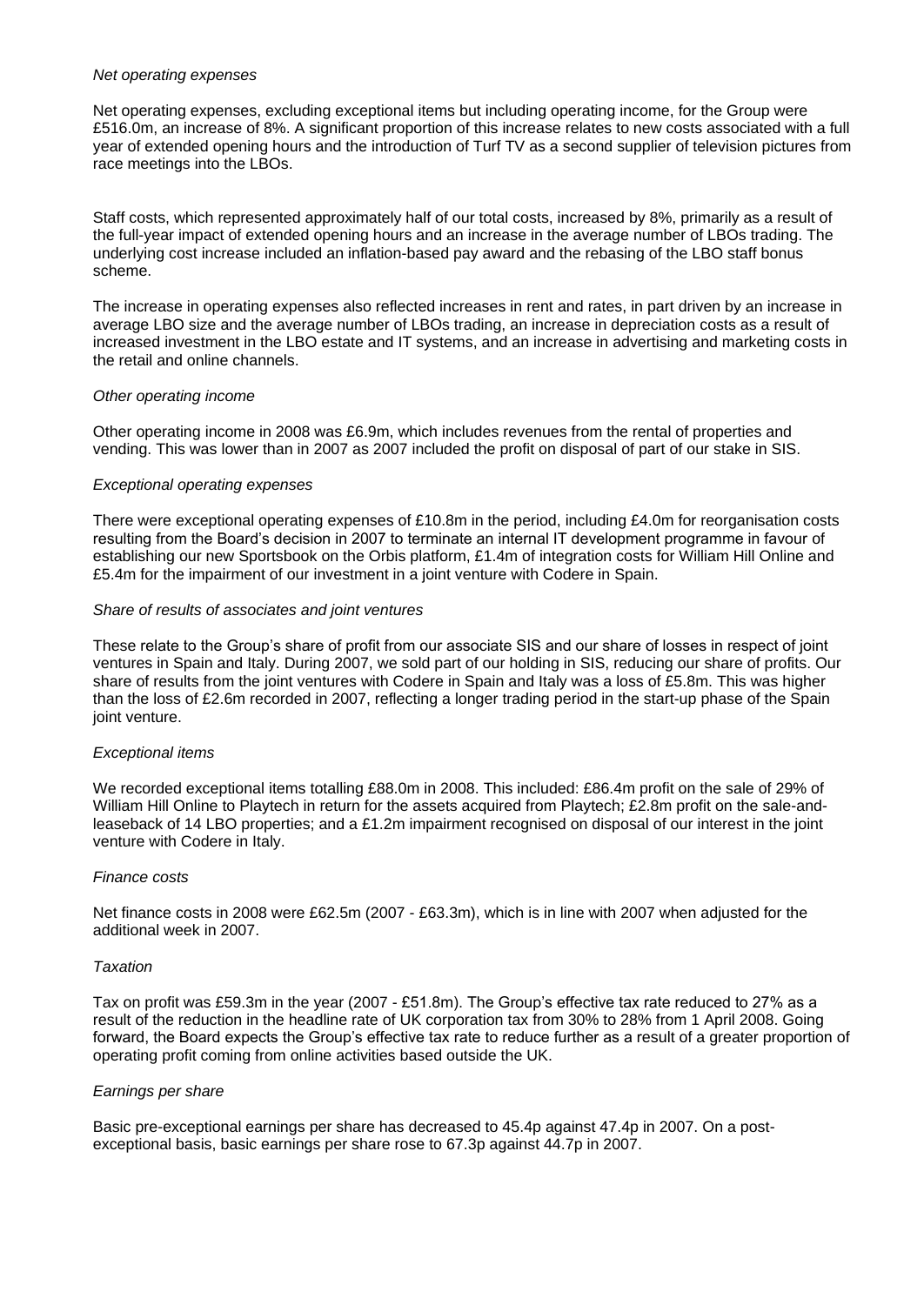*Net operating expenses*

Net operating expenses, excluding exceptional items but including operating income, for the Group were £516.0m, an increase of 8%. A significant proportion of this increase relates to new costs associated with a full year of extended opening hours and the introduction of Turf TV as a second supplier of television pictures from race meetings into the LBOs.

Staff costs, which represented approximately half of our total costs, increased by 8%, primarily as a result of the full-year impact of extended opening hours and an increase in the average number of LBOs trading. The underlying cost increase included an inflation-based pay award and the rebasing of the LBO staff bonus scheme.

The increase in operating expenses also reflected increases in rent and rates, in part driven by an increase in average LBO size and the average number of LBOs trading, an increase in depreciation costs as a result of increased investment in the LBO estate and IT systems, and an increase in advertising and marketing costs in the retail and online channels.

*Other operating income*

Other operating income in 2008 was £6.9m, which includes revenues from the rental of properties and vending. This was lower than in 2007 as 2007 included the profit on disposal of part of our stake in SIS.

*Exceptional operating expenses*

There were exceptional operating expenses of £10.8m in the period, including £4.0m for reorganisation costs resulting from the Board's decision in 2007 to terminate an internal IT development programme in favour of establishing our new Sportsbook on the Orbis platform, £1.4m of integration costs for William Hill Online and £5.4m for the impairment of our investment in a joint venture with Codere in Spain.

*Share of results of associates and joint ventures*

These relate to the Group's share of profit from our associate SIS and our share of losses in respect of joint ventures in Spain and Italy. During 2007, we sold part of our holding in SIS, reducing our share of profits. Our share of results from the joint ventures with Codere in Spain and Italy was a loss of £5.8m. This was higher than the loss of £2.6m recorded in 2007, reflecting a longer trading period in the start-up phase of the Spain joint venture.

*Exceptional items*

We recorded exceptional items totalling £88.0m in 2008. This included: £86.4m profit on the sale of 29% of William Hill Online to Playtech in return for the assets acquired from Playtech; £2.8m profit on the sale-and-leaseback of 14 LBO properties; and a £1.2m impairment recognised on disposal of our interest in the joint venture with Codere in Italy.

*Finance costs*

Net finance costs in 2008 were £62.5m (2007 - £63.3m), which is in line with 2007 when adjusted for the additional week in 2007.

*Taxation*

Tax on profit was £59.3m in the year (2007 - £51.8m). The Group's effective tax rate reduced to 27% as a result of the reduction in the headline rate of UK corporation tax from 30% to 28% from 1 April 2008. Going forward, the Board expects the Group's effective tax rate to reduce further as a result of a greater proportion of operating profit coming from online activities based outside the UK.

*Earnings per share*

Basic pre-exceptional earnings per share has decreased to 45.4p against 47.4p in 2007. On a post-exceptional basis, basic earnings per share rose to 67.3p against 44.7p in 2007.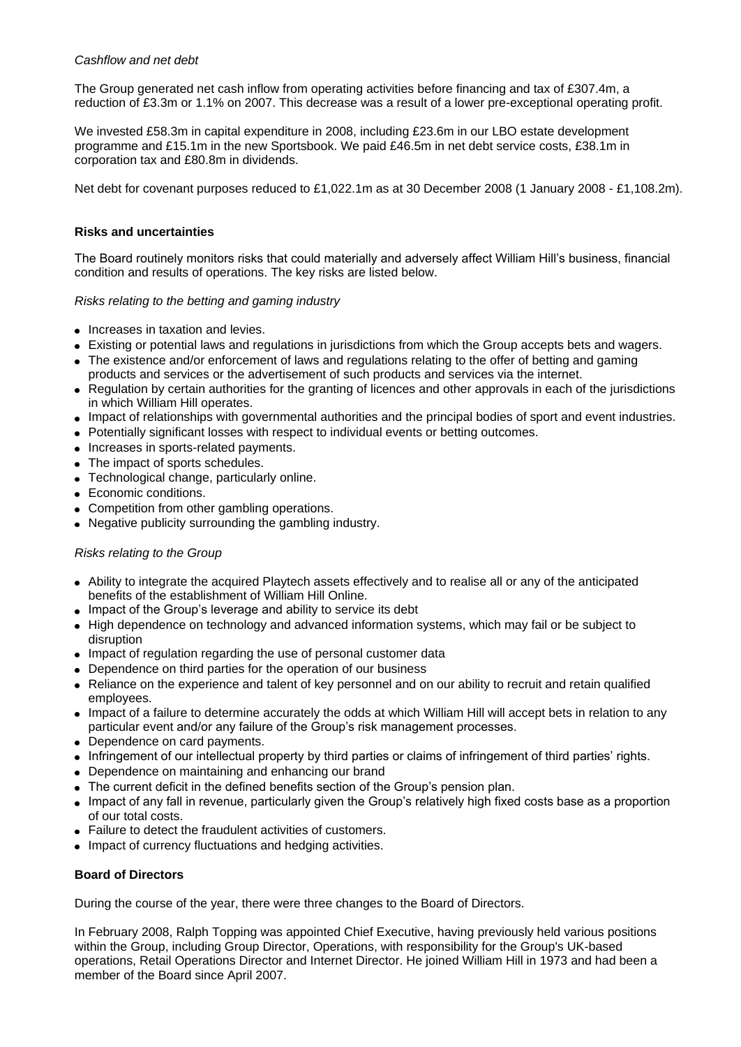*Cashflow and net debt*

The Group generated net cash inflow from operating activities before financing and tax of £307.4m, a reduction of £3.3m or 1.1% on 2007. This decrease was a result of a lower pre-exceptional operating profit.

We invested £58.3m in capital expenditure in 2008, including £23.6m in our LBO estate development programme and £15.1m in the new Sportsbook. We paid £46.5m in net debt service costs, £38.1m in corporation tax and £80.8m in dividends.

Net debt for covenant purposes reduced to £1,022.1m as at 30 December 2008 (1 January 2008 - £1,108.2m).

**Risks and uncertainties**

The Board routinely monitors risks that could materially and adversely affect William Hill's business, financial condition and results of operations. The key risks are listed below.

*Risks relating to the betting and gaming industry*

- Increases in taxation and levies.
- Existing or potential laws and regulations in jurisdictions from which the Group accepts bets and wagers.
- The existence and/or enforcement of laws and regulations relating to the offer of betting and gaming products and services or the advertisement of such products and services via the internet.
- Regulation by certain authorities for the granting of licences and other approvals in each of the jurisdictions in which William Hill operates.
- Impact of relationships with governmental authorities and the principal bodies of sport and event industries.
- Potentially significant losses with respect to individual events or betting outcomes.
- Increases in sports-related payments.
- The impact of sports schedules.
- Technological change, particularly online.
- Economic conditions.
- Competition from other gambling operations.
- Negative publicity surrounding the gambling industry.

*Risks relating to the Group*

- Ability to integrate the acquired Playtech assets effectively and to realise all or any of the anticipated benefits of the establishment of William Hill Online.
- Impact of the Group's leverage and ability to service its debt
- High dependence on technology and advanced information systems, which may fail or be subject to disruption
- Impact of regulation regarding the use of personal customer data
- Dependence on third parties for the operation of our business
- Reliance on the experience and talent of key personnel and on our ability to recruit and retain qualified employees.
- Impact of a failure to determine accurately the odds at which William Hill will accept bets in relation to any particular event and/or any failure of the Group's risk management processes.
- Dependence on card payments.
- Infringement of our intellectual property by third parties or claims of infringement of third parties' rights.
- Dependence on maintaining and enhancing our brand
- The current deficit in the defined benefits section of the Group's pension plan.
- Impact of any fall in revenue, particularly given the Group's relatively high fixed costs base as a proportion of our total costs.
- Failure to detect the fraudulent activities of customers.
- Impact of currency fluctuations and hedging activities.

**Board of Directors**

During the course of the year, there were three changes to the Board of Directors.

In February 2008, Ralph Topping was appointed Chief Executive, having previously held various positions within the Group, including Group Director, Operations, with responsibility for the Group's UK-based operations, Retail Operations Director and Internet Director. He joined William Hill in 1973 and had been a member of the Board since April 2007.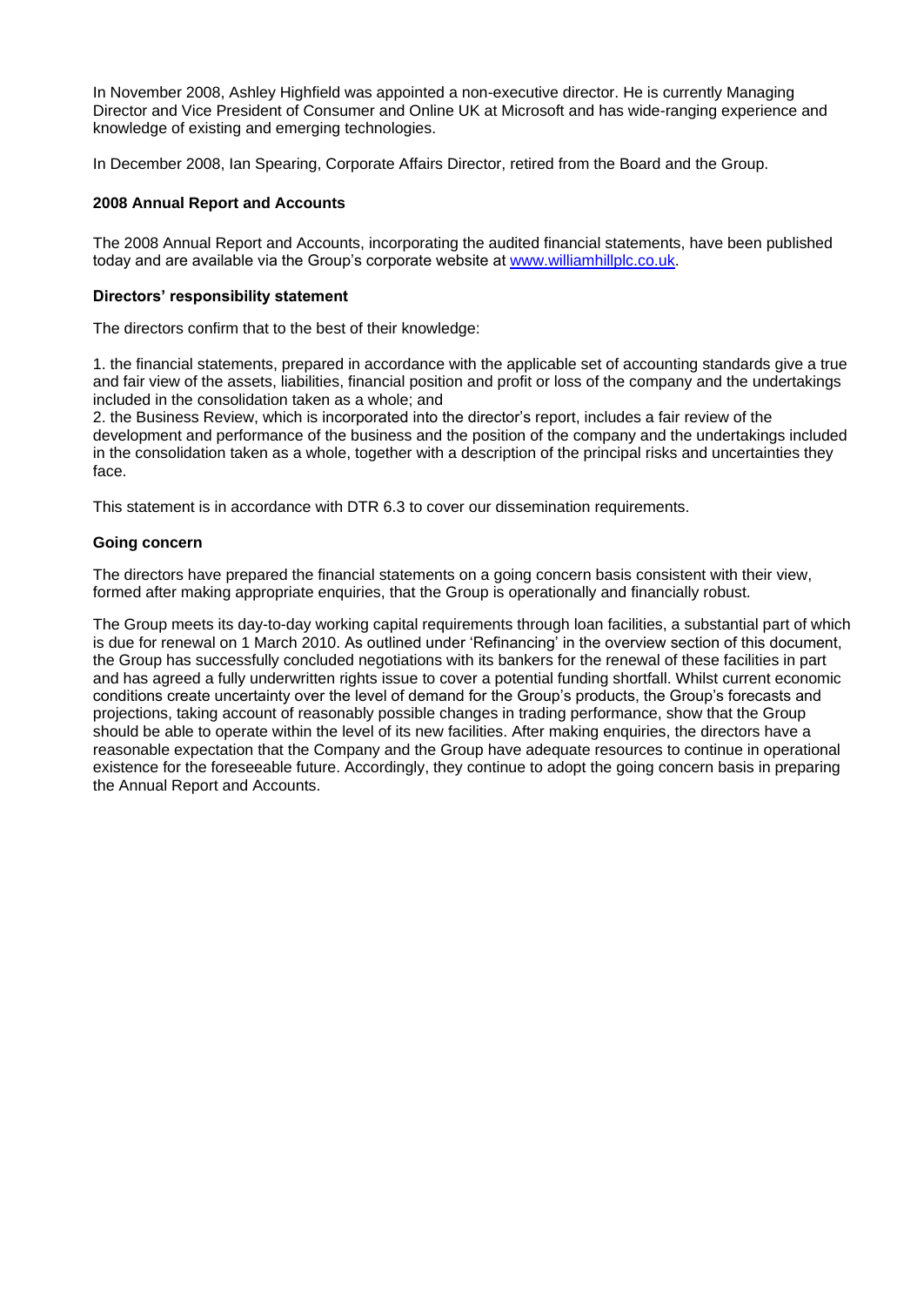In November 2008, Ashley Highfield was appointed a non-executive director. He is currently Managing Director and Vice President of Consumer and Online UK at Microsoft and has wide-ranging experience and knowledge of existing and emerging technologies.

In December 2008, Ian Spearing, Corporate Affairs Director, retired from the Board and the Group.

**2008 Annual Report and Accounts**

The 2008 Annual Report and Accounts, incorporating the audited financial statements, have been published today and are available via the Group's corporate website at [www.williamhillplc.co.uk](http://www.williamhillplc.co.uk).

**Directors' responsibility statement**

The directors confirm that to the best of their knowledge:

1. the financial statements, prepared in accordance with the applicable set of accounting standards give a true and fair view of the assets, liabilities, financial position and profit or loss of the company and the undertakings included in the consolidation taken as a whole; and
2. the Business Review, which is incorporated into the director's report, includes a fair review of the development and performance of the business and the position of the company and the undertakings included in the consolidation taken as a whole, together with a description of the principal risks and uncertainties they face.

This statement is in accordance with DTR 6.3 to cover our dissemination requirements.

**Going concern**

The directors have prepared the financial statements on a going concern basis consistent with their view, formed after making appropriate enquiries, that the Group is operationally and financially robust.

The Group meets its day-to-day working capital requirements through loan facilities, a substantial part of which is due for renewal on 1 March 2010. As outlined under 'Refinancing' in the overview section of this document, the Group has successfully concluded negotiations with its bankers for the renewal of these facilities in part and has agreed a fully underwritten rights issue to cover a potential funding shortfall. Whilst current economic conditions create uncertainty over the level of demand for the Group's products, the Group's forecasts and projections, taking account of reasonably possible changes in trading performance, show that the Group should be able to operate within the level of its new facilities. After making enquiries, the directors have a reasonable expectation that the Company and the Group have adequate resources to continue in operational existence for the foreseeable future. Accordingly, they continue to adopt the going concern basis in preparing the Annual Report and Accounts.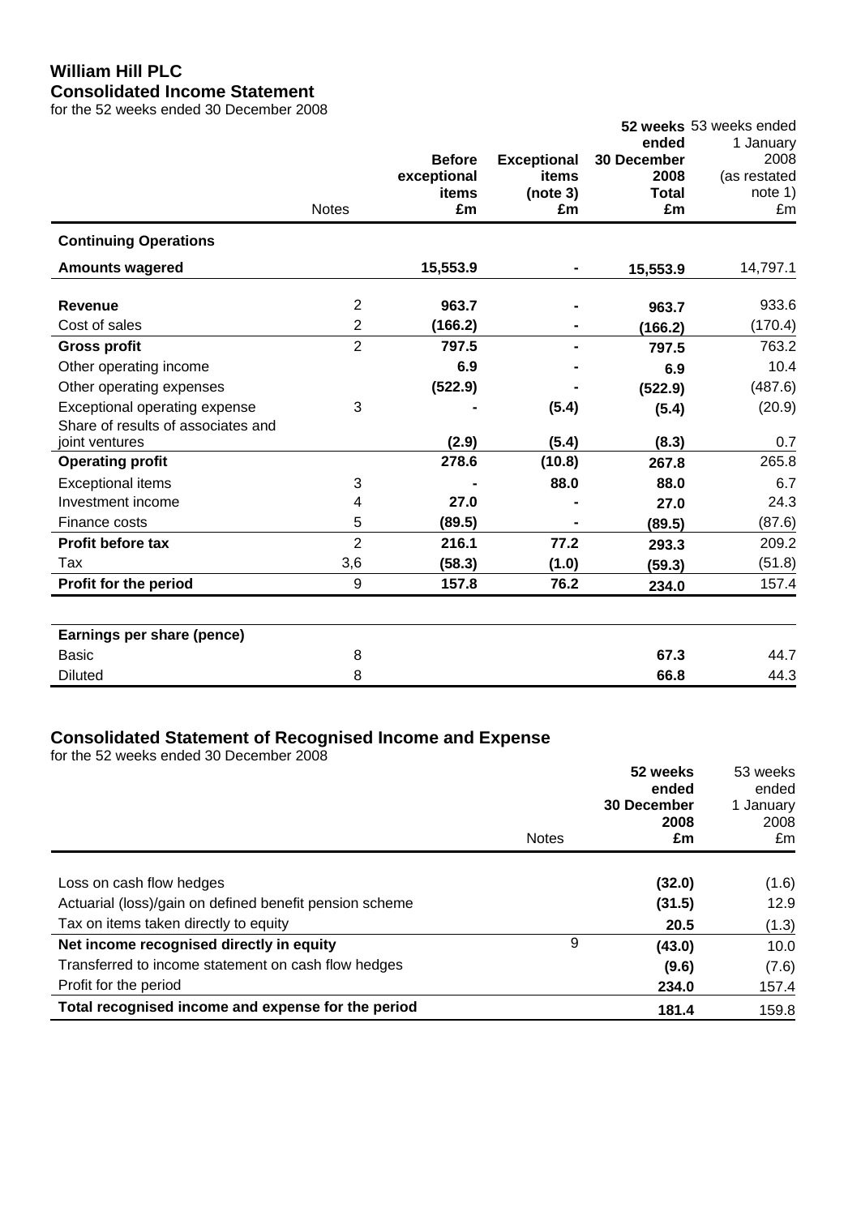# William Hill PLC
## Consolidated Income Statement

for the 52 weeks ended 30 December 2008

| | Notes | **Before exceptional items £m** | **Exceptional items (note 3) £m** | **52 weeks ended 30 December 2008 Total £m** | 53 weeks ended 1 January 2008 (as restated note 1) £m |
|---|---|---|---|---|---|
| **Continuing Operations** | | | | | |
| **Amounts wagered** | | **15,553.9** | **-** | **15,553.9** | 14,797.1 |
| **Revenue** | 2 | **963.7** | **-** | **963.7** | 933.6 |
| Cost of sales | 2 | **(166.2)** | **-** | **(166.2)** | (170.4) |
| **Gross profit** | 2 | **797.5** | **-** | **797.5** | 763.2 |
| Other operating income | | **6.9** | **-** | **6.9** | 10.4 |
| Other operating expenses | | **(522.9)** | **-** | **(522.9)** | (487.6) |
| Exceptional operating expense | 3 | **-** | **(5.4)** | **(5.4)** | (20.9) |
| Share of results of associates and joint ventures | | **(2.9)** | **(5.4)** | **(8.3)** | 0.7 |
| **Operating profit** | | **278.6** | **(10.8)** | **267.8** | 265.8 |
| Exceptional items | 3 | **-** | **88.0** | **88.0** | 6.7 |
| Investment income | 4 | **27.0** | **-** | **27.0** | 24.3 |
| Finance costs | 5 | **(89.5)** | **-** | **(89.5)** | (87.6) |
| **Profit before tax** | 2 | **216.1** | **77.2** | **293.3** | 209.2 |
| Tax | 3,6 | **(58.3)** | **(1.0)** | **(59.3)** | (51.8) |
| **Profit for the period** | 9 | **157.8** | **76.2** | **234.0** | 157.4 |
| | | | | | |
| **Earnings per share (pence)** | | | | | |
| Basic | 8 | | | **67.3** | 44.7 |
| Diluted | 8 | | | **66.8** | 44.3 |

## Consolidated Statement of Recognised Income and Expense

for the 52 weeks ended 30 December 2008

| | Notes | **52 weeks ended 30 December 2008 £m** | 53 weeks ended 1 January 2008 £m |
|---|---|---|---|
| Loss on cash flow hedges | | **(32.0)** | (1.6) |
| Actuarial (loss)/gain on defined benefit pension scheme | | **(31.5)** | 12.9 |
| Tax on items taken directly to equity | | **20.5** | (1.3) |
| **Net income recognised directly in equity** | 9 | **(43.0)** | 10.0 |
| Transferred to income statement on cash flow hedges | | **(9.6)** | (7.6) |
| Profit for the period | | **234.0** | 157.4 |
| **Total recognised income and expense for the period** | | **181.4** | 159.8 |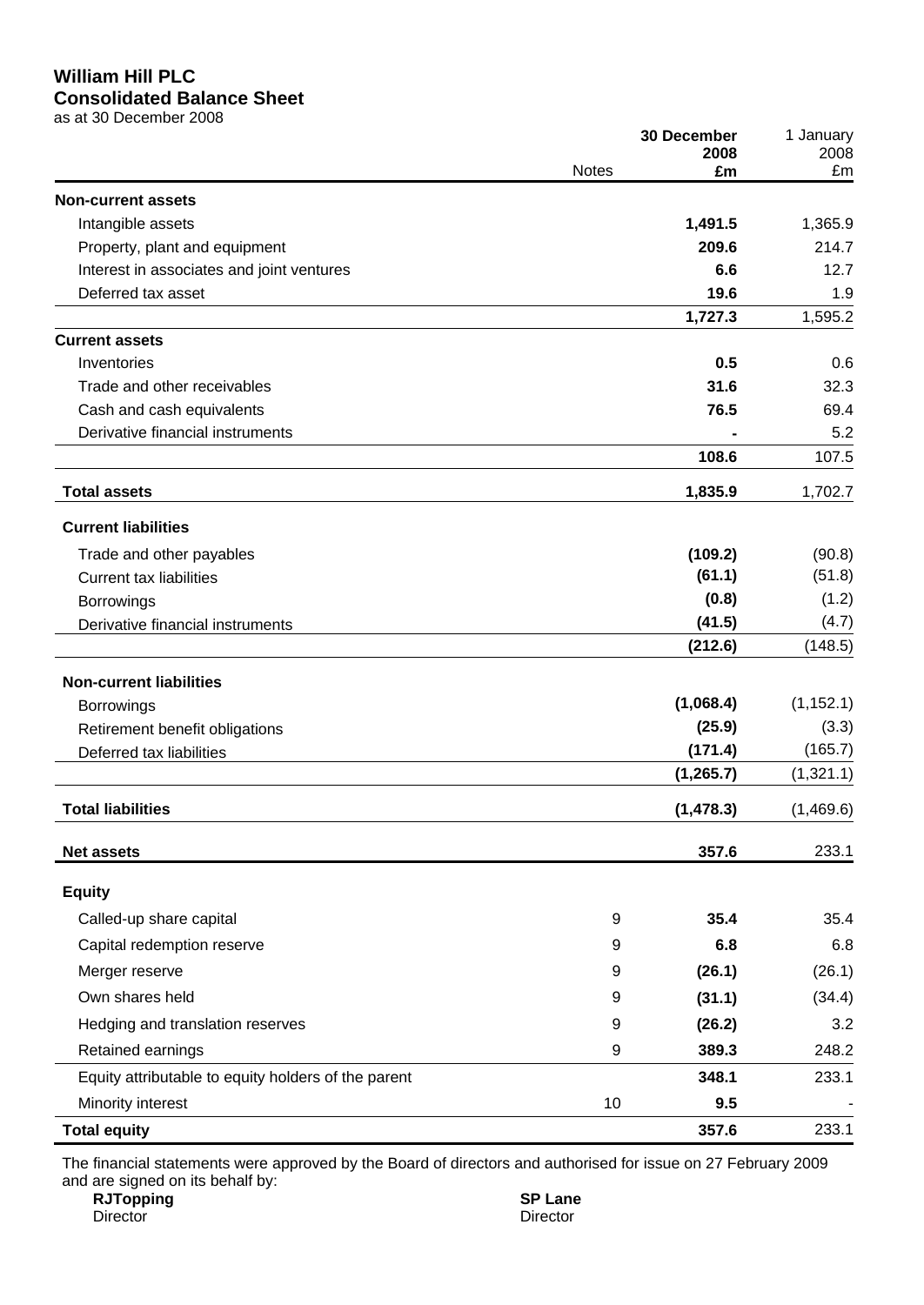# William Hill PLC
## Consolidated Balance Sheet
as at 30 December 2008

| | Notes | **30 December 2008 £m** | 1 January 2008 £m |
|---|---|---|---|
| **Non-current assets** | | | |
| Intangible assets | | **1,491.5** | 1,365.9 |
| Property, plant and equipment | | **209.6** | 214.7 |
| Interest in associates and joint ventures | | **6.6** | 12.7 |
| Deferred tax asset | | **19.6** | 1.9 |
| | | **1,727.3** | 1,595.2 |
| **Current assets** | | | |
| Inventories | | **0.5** | 0.6 |
| Trade and other receivables | | **31.6** | 32.3 |
| Cash and cash equivalents | | **76.5** | 69.4 |
| Derivative financial instruments | | **-** | 5.2 |
| | | **108.6** | 107.5 |
| **Total assets** | | **1,835.9** | 1,702.7 |
| **Current liabilities** | | | |
| Trade and other payables | | **(109.2)** | (90.8) |
| Current tax liabilities | | **(61.1)** | (51.8) |
| Borrowings | | **(0.8)** | (1.2) |
| Derivative financial instruments | | **(41.5)** | (4.7) |
| | | **(212.6)** | (148.5) |
| **Non-current liabilities** | | | |
| Borrowings | | **(1,068.4)** | (1,152.1) |
| Retirement benefit obligations | | **(25.9)** | (3.3) |
| Deferred tax liabilities | | **(171.4)** | (165.7) |
| | | **(1,265.7)** | (1,321.1) |
| **Total liabilities** | | **(1,478.3)** | (1,469.6) |
| **Net assets** | | **357.6** | 233.1 |
| **Equity** | | | |
| Called-up share capital | 9 | **35.4** | 35.4 |
| Capital redemption reserve | 9 | **6.8** | 6.8 |
| Merger reserve | 9 | **(26.1)** | (26.1) |
| Own shares held | 9 | **(31.1)** | (34.4) |
| Hedging and translation reserves | 9 | **(26.2)** | 3.2 |
| Retained earnings | 9 | **389.3** | 248.2 |
| Equity attributable to equity holders of the parent | | **348.1** | 233.1 |
| Minority interest | 10 | **9.5** | - |
| **Total equity** | | **357.6** | 233.1 |

The financial statements were approved by the Board of directors and authorised for issue on 27 February 2009 and are signed on its behalf by:

**RJTopping**
Director

**SP Lane**
Director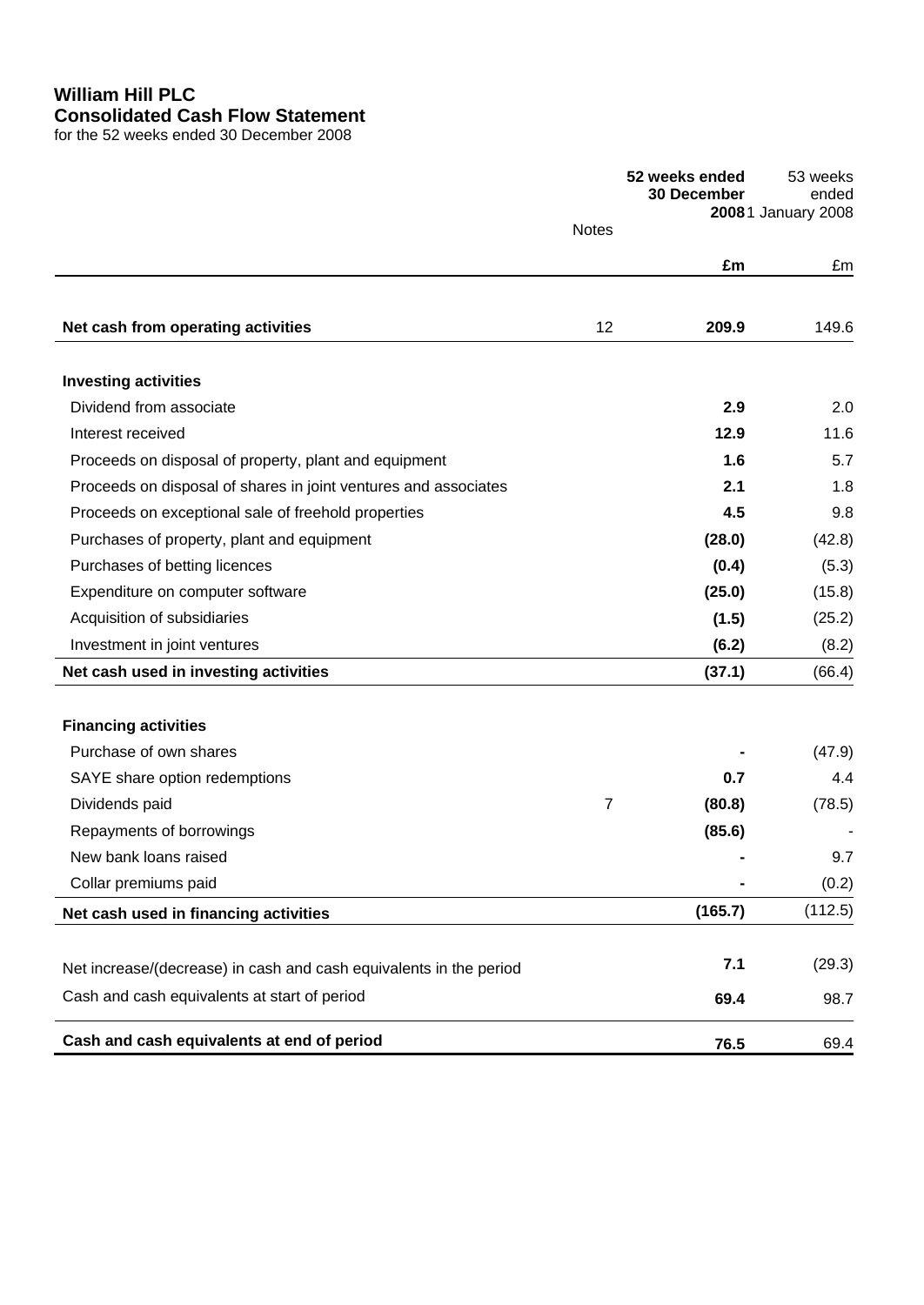# William Hill PLC
## Consolidated Cash Flow Statement
for the 52 weeks ended 30 December 2008

| | Notes | **52 weeks ended 30 December 2008** | 53 weeks ended 1 January 2008 |
|---|---|---|---|
| | | **£m** | £m |
| **Net cash from operating activities** | 12 | **209.9** | 149.6 |
| **Investing activities** | | | |
| Dividend from associate | | **2.9** | 2.0 |
| Interest received | | **12.9** | 11.6 |
| Proceeds on disposal of property, plant and equipment | | **1.6** | 5.7 |
| Proceeds on disposal of shares in joint ventures and associates | | **2.1** | 1.8 |
| Proceeds on exceptional sale of freehold properties | | **4.5** | 9.8 |
| Purchases of property, plant and equipment | | **(28.0)** | (42.8) |
| Purchases of betting licences | | **(0.4)** | (5.3) |
| Expenditure on computer software | | **(25.0)** | (15.8) |
| Acquisition of subsidiaries | | **(1.5)** | (25.2) |
| Investment in joint ventures | | **(6.2)** | (8.2) |
| **Net cash used in investing activities** | | **(37.1)** | (66.4) |
| **Financing activities** | | | |
| Purchase of own shares | | **-** | (47.9) |
| SAYE share option redemptions | | **0.7** | 4.4 |
| Dividends paid | 7 | **(80.8)** | (78.5) |
| Repayments of borrowings | | **(85.6)** | - |
| New bank loans raised | | **-** | 9.7 |
| Collar premiums paid | | **-** | (0.2) |
| **Net cash used in financing activities** | | **(165.7)** | (112.5) |
| Net increase/(decrease) in cash and cash equivalents in the period | | **7.1** | (29.3) |
| Cash and cash equivalents at start of period | | **69.4** | 98.7 |
| **Cash and cash equivalents at end of period** | | **76.5** | 69.4 |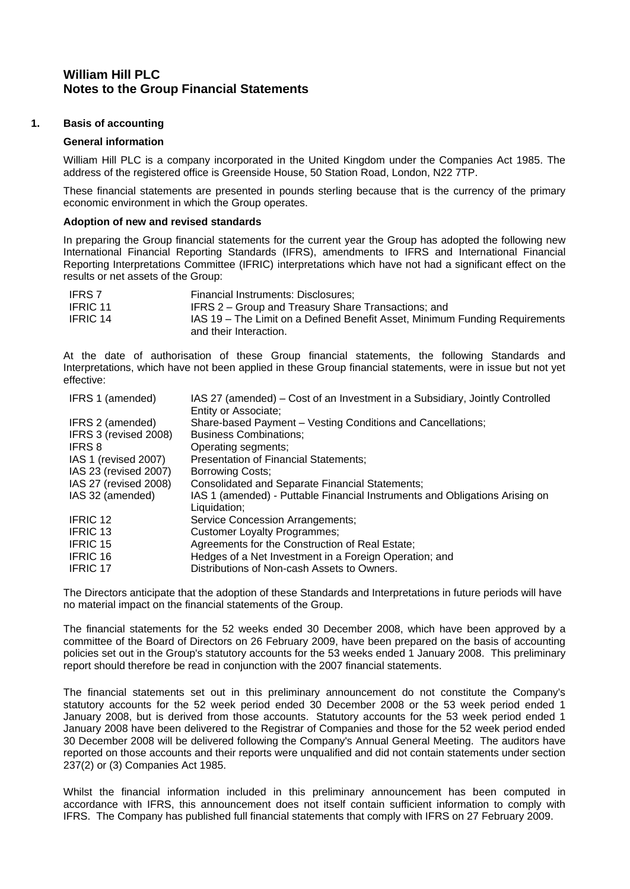# William Hill PLC
# Notes to the Group Financial Statements

## 1. Basis of accounting

### General information

William Hill PLC is a company incorporated in the United Kingdom under the Companies Act 1985. The address of the registered office is Greenside House, 50 Station Road, London, N22 7TP.

These financial statements are presented in pounds sterling because that is the currency of the primary economic environment in which the Group operates.

### Adoption of new and revised standards

In preparing the Group financial statements for the current year the Group has adopted the following new International Financial Reporting Standards (IFRS), amendments to IFRS and International Financial Reporting Interpretations Committee (IFRIC) interpretations which have not had a significant effect on the results or net assets of the Group:

| | |
|---|---|
| IFRS 7 | Financial Instruments: Disclosures; |
| IFRIC 11 | IFRS 2 – Group and Treasury Share Transactions; and |
| IFRIC 14 | IAS 19 – The Limit on a Defined Benefit Asset, Minimum Funding Requirements and their Interaction. |

At the date of authorisation of these Group financial statements, the following Standards and Interpretations, which have not been applied in these Group financial statements, were in issue but not yet effective:

| | |
|---|---|
| IFRS 1 (amended) | IAS 27 (amended) – Cost of an Investment in a Subsidiary, Jointly Controlled Entity or Associate; |
| IFRS 2 (amended) | Share-based Payment – Vesting Conditions and Cancellations; |
| IFRS 3 (revised 2008) | Business Combinations; |
| IFRS 8 | Operating segments; |
| IAS 1 (revised 2007) | Presentation of Financial Statements; |
| IAS 23 (revised 2007) | Borrowing Costs; |
| IAS 27 (revised 2008) | Consolidated and Separate Financial Statements; |
| IAS 32 (amended) | IAS 1 (amended) - Puttable Financial Instruments and Obligations Arising on Liquidation; |
| IFRIC 12 | Service Concession Arrangements; |
| IFRIC 13 | Customer Loyalty Programmes; |
| IFRIC 15 | Agreements for the Construction of Real Estate; |
| IFRIC 16 | Hedges of a Net Investment in a Foreign Operation; and |
| IFRIC 17 | Distributions of Non-cash Assets to Owners. |

The Directors anticipate that the adoption of these Standards and Interpretations in future periods will have no material impact on the financial statements of the Group.

The financial statements for the 52 weeks ended 30 December 2008, which have been approved by a committee of the Board of Directors on 26 February 2009, have been prepared on the basis of accounting policies set out in the Group's statutory accounts for the 53 weeks ended 1 January 2008. This preliminary report should therefore be read in conjunction with the 2007 financial statements.

The financial statements set out in this preliminary announcement do not constitute the Company's statutory accounts for the 52 week period ended 30 December 2008 or the 53 week period ended 1 January 2008, but is derived from those accounts. Statutory accounts for the 53 week period ended 1 January 2008 have been delivered to the Registrar of Companies and those for the 52 week period ended 30 December 2008 will be delivered following the Company's Annual General Meeting. The auditors have reported on those accounts and their reports were unqualified and did not contain statements under section 237(2) or (3) Companies Act 1985.

Whilst the financial information included in this preliminary announcement has been computed in accordance with IFRS, this announcement does not itself contain sufficient information to comply with IFRS. The Company has published full financial statements that comply with IFRS on 27 February 2009.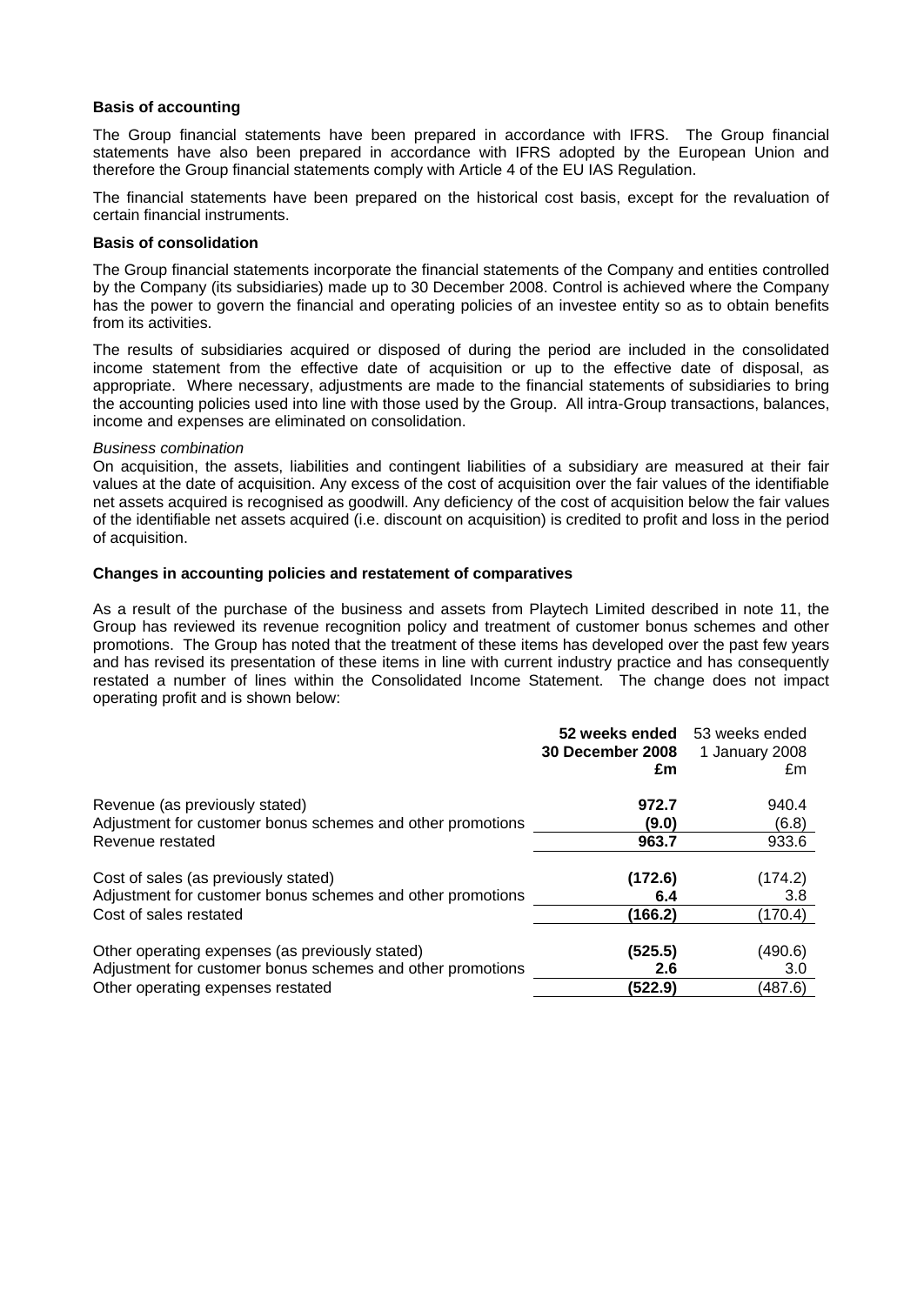**Basis of accounting**

The Group financial statements have been prepared in accordance with IFRS. The Group financial statements have also been prepared in accordance with IFRS adopted by the European Union and therefore the Group financial statements comply with Article 4 of the EU IAS Regulation.

The financial statements have been prepared on the historical cost basis, except for the revaluation of certain financial instruments.

**Basis of consolidation**

The Group financial statements incorporate the financial statements of the Company and entities controlled by the Company (its subsidiaries) made up to 30 December 2008. Control is achieved where the Company has the power to govern the financial and operating policies of an investee entity so as to obtain benefits from its activities.

The results of subsidiaries acquired or disposed of during the period are included in the consolidated income statement from the effective date of acquisition or up to the effective date of disposal, as appropriate. Where necessary, adjustments are made to the financial statements of subsidiaries to bring the accounting policies used into line with those used by the Group. All intra-Group transactions, balances, income and expenses are eliminated on consolidation.

*Business combination*

On acquisition, the assets, liabilities and contingent liabilities of a subsidiary are measured at their fair values at the date of acquisition. Any excess of the cost of acquisition over the fair values of the identifiable net assets acquired is recognised as goodwill. Any deficiency of the cost of acquisition below the fair values of the identifiable net assets acquired (i.e. discount on acquisition) is credited to profit and loss in the period of acquisition.

**Changes in accounting policies and restatement of comparatives**

As a result of the purchase of the business and assets from Playtech Limited described in note 11, the Group has reviewed its revenue recognition policy and treatment of customer bonus schemes and other promotions. The Group has noted that the treatment of these items has developed over the past few years and has revised its presentation of these items in line with current industry practice and has consequently restated a number of lines within the Consolidated Income Statement. The change does not impact operating profit and is shown below:

| | **52 weeks ended 30 December 2008 £m** | 53 weeks ended 1 January 2008 £m |
|---|---|---|
| Revenue (as previously stated) | **972.7** | 940.4 |
| Adjustment for customer bonus schemes and other promotions | **(9.0)** | (6.8) |
| Revenue restated | **963.7** | 933.6 |
| | | |
| Cost of sales (as previously stated) | **(172.6)** | (174.2) |
| Adjustment for customer bonus schemes and other promotions | **6.4** | 3.8 |
| Cost of sales restated | **(166.2)** | (170.4) |
| | | |
| Other operating expenses (as previously stated) | **(525.5)** | (490.6) |
| Adjustment for customer bonus schemes and other promotions | **2.6** | 3.0 |
| Other operating expenses restated | **(522.9)** | (487.6) |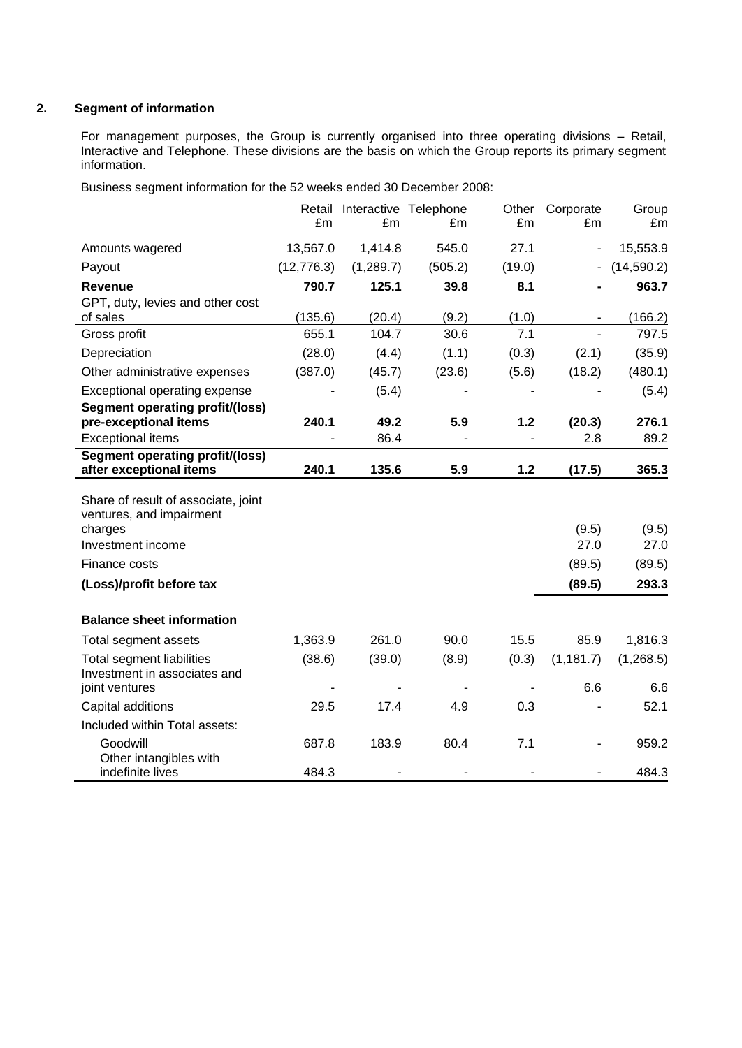## 2. Segment of information

For management purposes, the Group is currently organised into three operating divisions – Retail, Interactive and Telephone. These divisions are the basis on which the Group reports its primary segment information.

Business segment information for the 52 weeks ended 30 December 2008:

| | Retail £m | Interactive £m | Telephone £m | Other £m | Corporate £m | Group £m |
|---|---|---|---|---|---|---|
| Amounts wagered | 13,567.0 | 1,414.8 | 545.0 | 27.1 | - | 15,553.9 |
| Payout | (12,776.3) | (1,289.7) | (505.2) | (19.0) | - | (14,590.2) |
| **Revenue** | **790.7** | **125.1** | **39.8** | **8.1** | **-** | **963.7** |
| GPT, duty, levies and other cost of sales | (135.6) | (20.4) | (9.2) | (1.0) | - | (166.2) |
| Gross profit | 655.1 | 104.7 | 30.6 | 7.1 | - | 797.5 |
| Depreciation | (28.0) | (4.4) | (1.1) | (0.3) | (2.1) | (35.9) |
| Other administrative expenses | (387.0) | (45.7) | (23.6) | (5.6) | (18.2) | (480.1) |
| Exceptional operating expense | - | (5.4) | - | - | - | (5.4) |
| **Segment operating profit/(loss) pre-exceptional items** | **240.1** | **49.2** | **5.9** | **1.2** | **(20.3)** | **276.1** |
| Exceptional items | - | 86.4 | - | - | 2.8 | 89.2 |
| **Segment operating profit/(loss) after exceptional items** | **240.1** | **135.6** | **5.9** | **1.2** | **(17.5)** | **365.3** |
| Share of result of associate, joint ventures, and impairment charges | | | | | (9.5) | (9.5) |
| Investment income | | | | | 27.0 | 27.0 |
| Finance costs | | | | | (89.5) | (89.5) |
| **(Loss)/profit before tax** | | | | | **(89.5)** | **293.3** |
| **Balance sheet information** | | | | | | |
| Total segment assets | 1,363.9 | 261.0 | 90.0 | 15.5 | 85.9 | 1,816.3 |
| Total segment liabilities | (38.6) | (39.0) | (8.9) | (0.3) | (1,181.7) | (1,268.5) |
| Investment in associates and joint ventures | - | - | - | - | 6.6 | 6.6 |
| Capital additions | 29.5 | 17.4 | 4.9 | 0.3 | - | 52.1 |
| Included within Total assets: | | | | | | |
| Goodwill | 687.8 | 183.9 | 80.4 | 7.1 | - | 959.2 |
| Other intangibles with indefinite lives | 484.3 | - | - | - | - | 484.3 |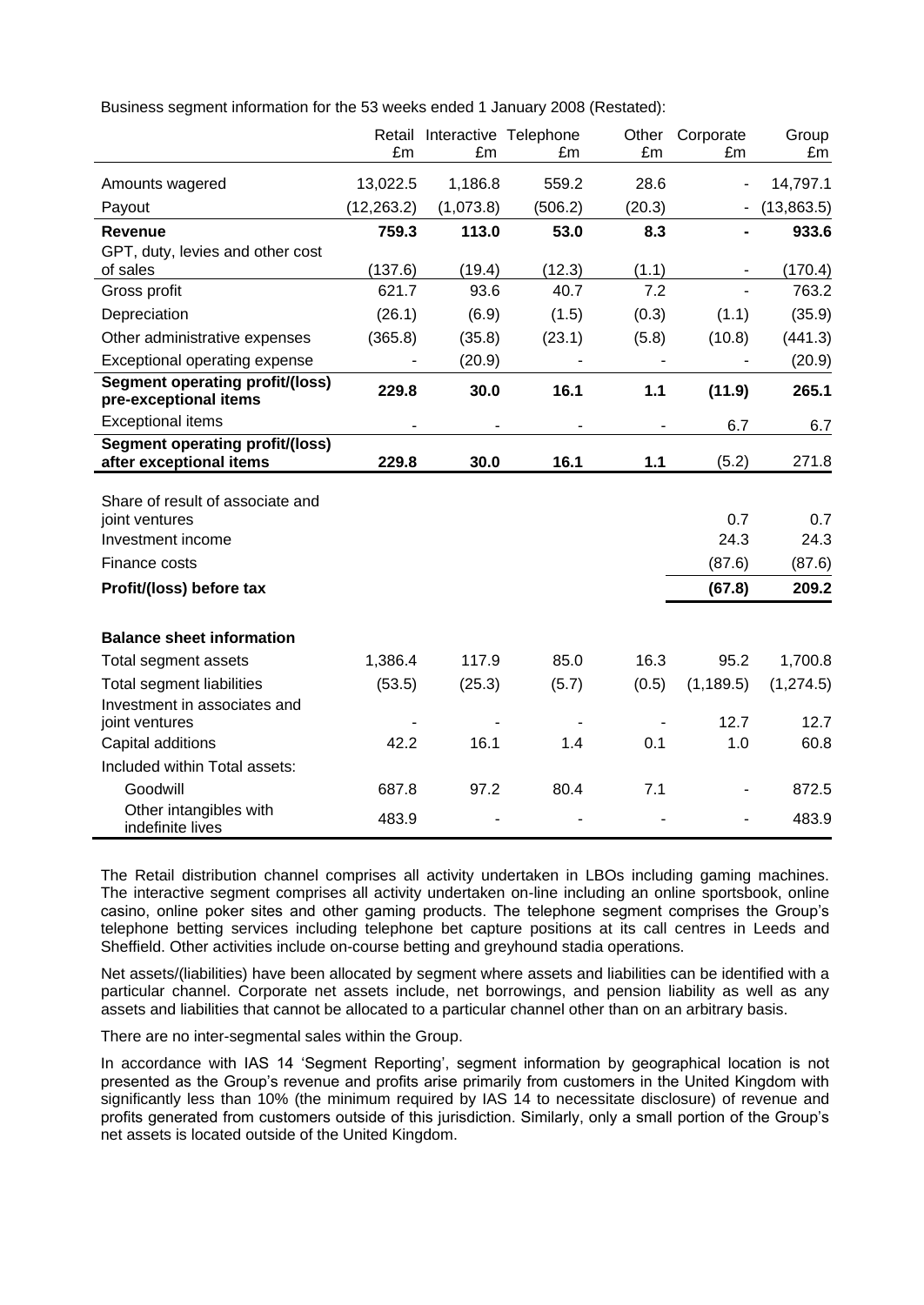Business segment information for the 53 weeks ended 1 January 2008 (Restated):

| | Retail £m | Interactive £m | Telephone £m | Other £m | Corporate £m | Group £m |
|---|---|---|---|---|---|---|
| Amounts wagered | 13,022.5 | 1,186.8 | 559.2 | 28.6 | - | 14,797.1 |
| Payout | (12,263.2) | (1,073.8) | (506.2) | (20.3) | - | (13,863.5) |
| **Revenue** | **759.3** | **113.0** | **53.0** | **8.3** | **-** | **933.6** |
| GPT, duty, levies and other cost of sales | (137.6) | (19.4) | (12.3) | (1.1) | - | (170.4) |
| Gross profit | 621.7 | 93.6 | 40.7 | 7.2 | - | 763.2 |
| Depreciation | (26.1) | (6.9) | (1.5) | (0.3) | (1.1) | (35.9) |
| Other administrative expenses | (365.8) | (35.8) | (23.1) | (5.8) | (10.8) | (441.3) |
| Exceptional operating expense | - | (20.9) | - | - | - | (20.9) |
| **Segment operating profit/(loss) pre-exceptional items** | **229.8** | **30.0** | **16.1** | **1.1** | **(11.9)** | **265.1** |
| Exceptional items | - | - | - | - | 6.7 | 6.7 |
| **Segment operating profit/(loss) after exceptional items** | **229.8** | **30.0** | **16.1** | **1.1** | (5.2) | 271.8 |
| Share of result of associate and joint ventures | | | | | 0.7 | 0.7 |
| Investment income | | | | | 24.3 | 24.3 |
| Finance costs | | | | | (87.6) | (87.6) |
| **Profit/(loss) before tax** | | | | | **(67.8)** | **209.2** |
| **Balance sheet information** | | | | | | |
| Total segment assets | 1,386.4 | 117.9 | 85.0 | 16.3 | 95.2 | 1,700.8 |
| Total segment liabilities | (53.5) | (25.3) | (5.7) | (0.5) | (1,189.5) | (1,274.5) |
| Investment in associates and joint ventures | - | - | - | - | 12.7 | 12.7 |
| Capital additions | 42.2 | 16.1 | 1.4 | 0.1 | 1.0 | 60.8 |
| Included within Total assets: | | | | | | |
| Goodwill | 687.8 | 97.2 | 80.4 | 7.1 | - | 872.5 |
| Other intangibles with indefinite lives | 483.9 | - | - | - | - | 483.9 |

The Retail distribution channel comprises all activity undertaken in LBOs including gaming machines. The interactive segment comprises all activity undertaken on-line including an online sportsbook, online casino, online poker sites and other gaming products. The telephone segment comprises the Group's telephone betting services including telephone bet capture positions at its call centres in Leeds and Sheffield. Other activities include on-course betting and greyhound stadia operations.

Net assets/(liabilities) have been allocated by segment where assets and liabilities can be identified with a particular channel. Corporate net assets include, net borrowings, and pension liability as well as any assets and liabilities that cannot be allocated to a particular channel other than on an arbitrary basis.

There are no inter-segmental sales within the Group.

In accordance with IAS 14 'Segment Reporting', segment information by geographical location is not presented as the Group's revenue and profits arise primarily from customers in the United Kingdom with significantly less than 10% (the minimum required by IAS 14 to necessitate disclosure) of revenue and profits generated from customers outside of this jurisdiction. Similarly, only a small portion of the Group's net assets is located outside of the United Kingdom.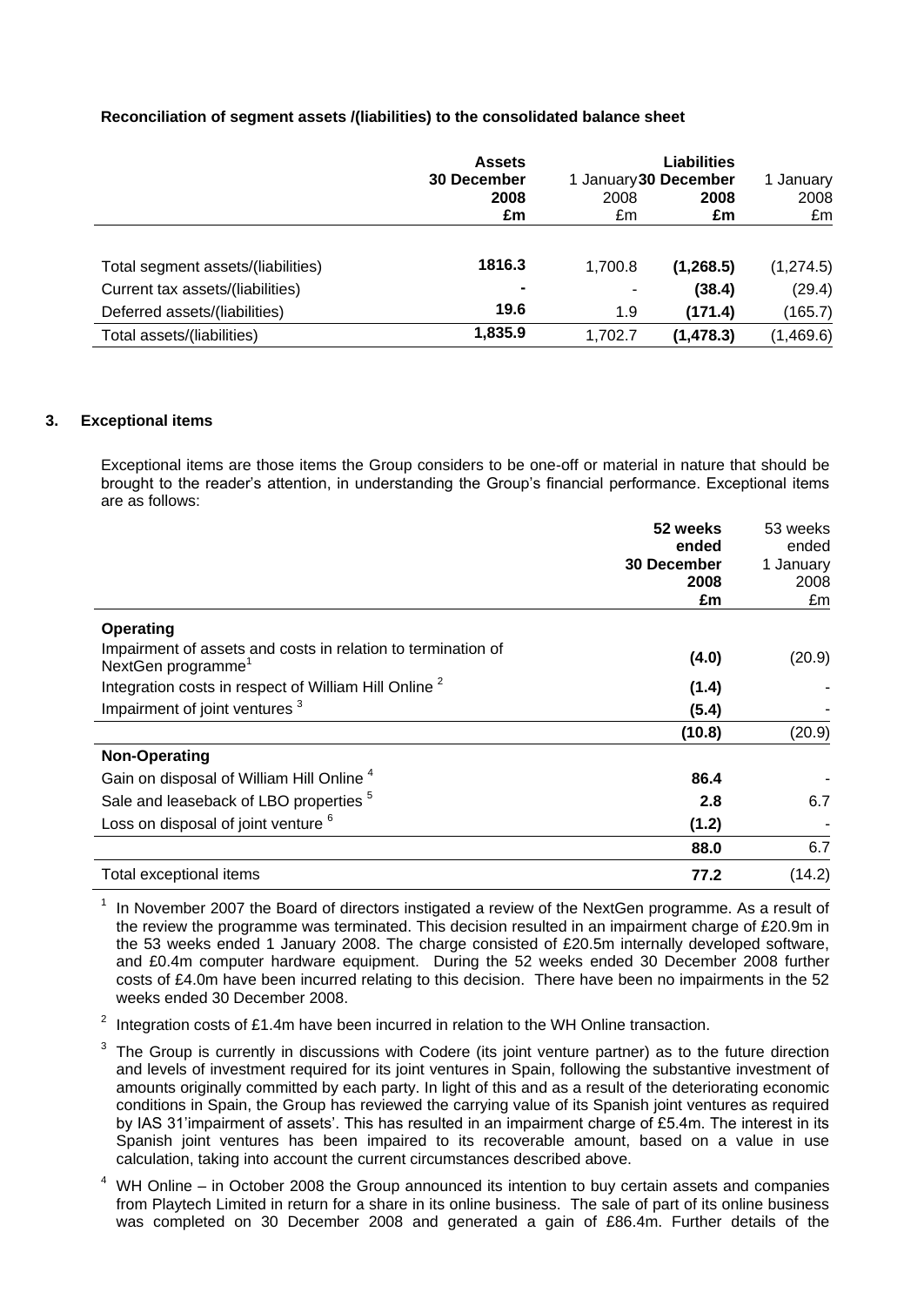**Reconciliation of segment assets /(liabilities) to the consolidated balance sheet**

| | Assets | | Liabilities | |
|---|---|---|---|---|
| | **30 December 2008** | 1 January 2008 | **30 December 2008** | 1 January 2008 |
| | **£m** | £m | **£m** | £m |
| Total segment assets/(liabilities) | **1816.3** | 1,700.8 | **(1,268.5)** | (1,274.5) |
| Current tax assets/(liabilities) | **-** | - | **(38.4)** | (29.4) |
| Deferred assets/(liabilities) | **19.6** | 1.9 | **(171.4)** | (165.7) |
| Total assets/(liabilities) | **1,835.9** | 1,702.7 | **(1,478.3)** | (1,469.6) |

## 3. Exceptional items

Exceptional items are those items the Group considers to be one-off or material in nature that should be brought to the reader's attention, in understanding the Group's financial performance. Exceptional items are as follows:

| | **52 weeks ended 30 December 2008** | 53 weeks ended 1 January 2008 |
|---|---|---|
| | **£m** | £m |
| **Operating** | | |
| Impairment of assets and costs in relation to termination of NextGen programme[1] | **(4.0)** | (20.9) |
| Integration costs in respect of William Hill Online [2] | **(1.4)** | - |
| Impairment of joint ventures [3] | **(5.4)** | - |
| | **(10.8)** | (20.9) |
| **Non-Operating** | | |
| Gain on disposal of William Hill Online [4] | **86.4** | - |
| Sale and leaseback of LBO properties [5] | **2.8** | 6.7 |
| Loss on disposal of joint venture [6] | **(1.2)** | - |
| | **88.0** | 6.7 |
| Total exceptional items | **77.2** | (14.2) |

[1] In November 2007 the Board of directors instigated a review of the NextGen programme. As a result of the review the programme was terminated. This decision resulted in an impairment charge of £20.9m in the 53 weeks ended 1 January 2008. The charge consisted of £20.5m internally developed software, and £0.4m computer hardware equipment. During the 52 weeks ended 30 December 2008 further costs of £4.0m have been incurred relating to this decision. There have been no impairments in the 52 weeks ended 30 December 2008.

[2] Integration costs of £1.4m have been incurred in relation to the WH Online transaction.

[3] The Group is currently in discussions with Codere (its joint venture partner) as to the future direction and levels of investment required for its joint ventures in Spain, following the substantive investment of amounts originally committed by each party. In light of this and as a result of the deteriorating economic conditions in Spain, the Group has reviewed the carrying value of its Spanish joint ventures as required by IAS 31'impairment of assets'. This has resulted in an impairment charge of £5.4m. The interest in its Spanish joint ventures has been impaired to its recoverable amount, based on a value in use calculation, taking into account the current circumstances described above.

[4] WH Online – in October 2008 the Group announced its intention to buy certain assets and companies from Playtech Limited in return for a share in its online business. The sale of part of its online business was completed on 30 December 2008 and generated a gain of £86.4m. Further details of the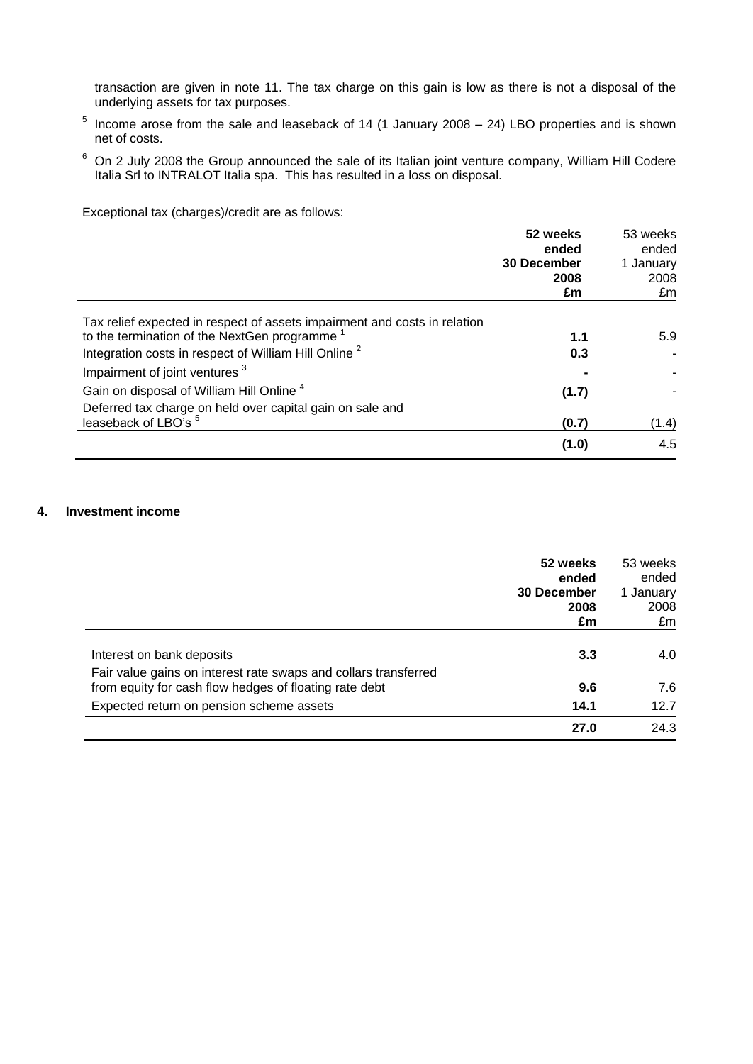transaction are given in note 11. The tax charge on this gain is low as there is not a disposal of the underlying assets for tax purposes.

[5] Income arose from the sale and leaseback of 14 (1 January 2008 – 24) LBO properties and is shown net of costs.

[6] On 2 July 2008 the Group announced the sale of its Italian joint venture company, William Hill Codere Italia Srl to INTRALOT Italia spa. This has resulted in a loss on disposal.

Exceptional tax (charges)/credit are as follows:

| | **52 weeks ended 30 December 2008 £m** | 53 weeks ended 1 January 2008 £m |
|---|---|---|
| Tax relief expected in respect of assets impairment and costs in relation to the termination of the NextGen programme [1] | **1.1** | 5.9 |
| Integration costs in respect of William Hill Online [2] | **0.3** | - |
| Impairment of joint ventures [3] | **-** | - |
| Gain on disposal of William Hill Online [4] | **(1.7)** | - |
| Deferred tax charge on held over capital gain on sale and leaseback of LBO's [5] | **(0.7)** | (1.4) |
| | **(1.0)** | 4.5 |

## 4. Investment income

| | **52 weeks ended 30 December 2008 £m** | 53 weeks ended 1 January 2008 £m |
|---|---|---|
| Interest on bank deposits | **3.3** | 4.0 |
| Fair value gains on interest rate swaps and collars transferred from equity for cash flow hedges of floating rate debt | **9.6** | 7.6 |
| Expected return on pension scheme assets | **14.1** | 12.7 |
| | **27.0** | 24.3 |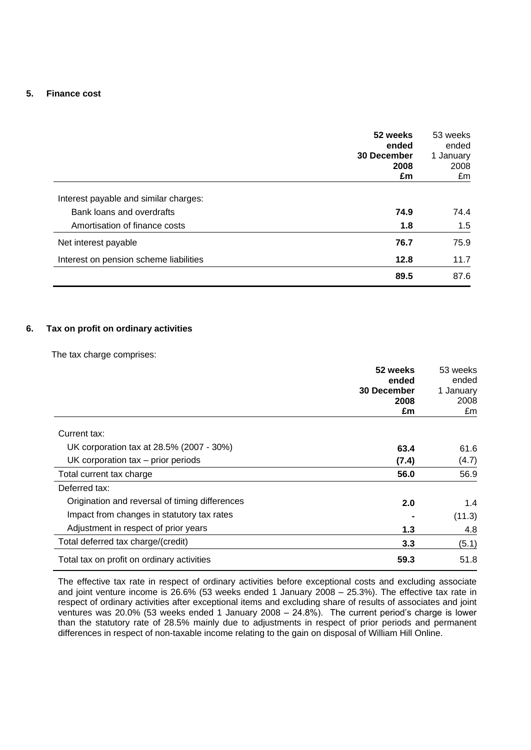## 5. Finance cost

| | **52 weeks ended 30 December 2008 £m** | 53 weeks ended 1 January 2008 £m |
|---|---|---|
| Interest payable and similar charges: | | |
| Bank loans and overdrafts | **74.9** | 74.4 |
| Amortisation of finance costs | **1.8** | 1.5 |
| Net interest payable | **76.7** | 75.9 |
| Interest on pension scheme liabilities | **12.8** | 11.7 |
| | **89.5** | 87.6 |

## 6. Tax on profit on ordinary activities

The tax charge comprises:

| | **52 weeks ended 30 December 2008 £m** | 53 weeks ended 1 January 2008 £m |
|---|---|---|
| Current tax: | | |
| UK corporation tax at 28.5% (2007 - 30%) | **63.4** | 61.6 |
| UK corporation tax – prior periods | **(7.4)** | (4.7) |
| Total current tax charge | **56.0** | 56.9 |
| Deferred tax: | | |
| Origination and reversal of timing differences | **2.0** | 1.4 |
| Impact from changes in statutory tax rates | **-** | (11.3) |
| Adjustment in respect of prior years | **1.3** | 4.8 |
| Total deferred tax charge/(credit) | **3.3** | (5.1) |
| Total tax on profit on ordinary activities | **59.3** | 51.8 |

The effective tax rate in respect of ordinary activities before exceptional costs and excluding associate and joint venture income is 26.6% (53 weeks ended 1 January 2008 – 25.3%). The effective tax rate in respect of ordinary activities after exceptional items and excluding share of results of associates and joint ventures was 20.0% (53 weeks ended 1 January 2008 – 24.8%). The current period's charge is lower than the statutory rate of 28.5% mainly due to adjustments in respect of prior periods and permanent differences in respect of non-taxable income relating to the gain on disposal of William Hill Online.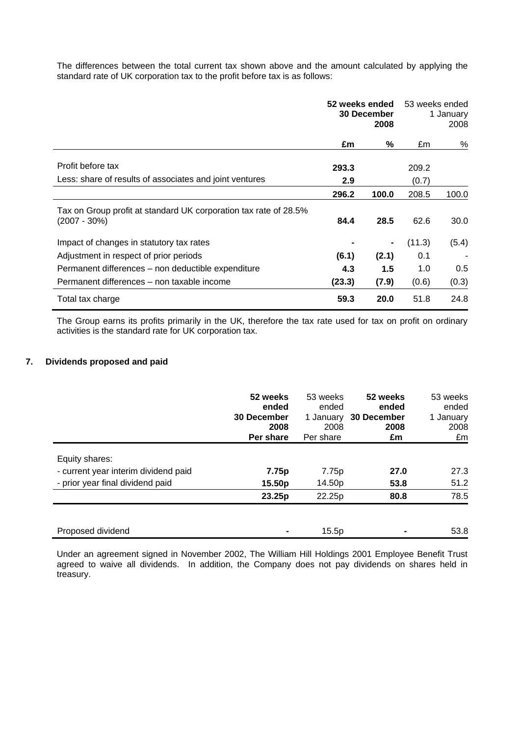The differences between the total current tax shown above and the amount calculated by applying the standard rate of UK corporation tax to the profit before tax is as follows:

| | **52 weeks ended 30 December 2008** | | 53 weeks ended 1 January 2008 | |
|---|---|---|---|---|
| | **£m** | **%** | £m | % |
| Profit before tax | **293.3** | | 209.2 | |
| Less: share of results of associates and joint ventures | **2.9** | | (0.7) | |
| | **296.2** | **100.0** | 208.5 | 100.0 |
| Tax on Group profit at standard UK corporation tax rate of 28.5% (2007 - 30%) | **84.4** | **28.5** | 62.6 | 30.0 |
| Impact of changes in statutory tax rates | **-** | **-** | (11.3) | (5.4) |
| Adjustment in respect of prior periods | **(6.1)** | **(2.1)** | 0.1 | - |
| Permanent differences – non deductible expenditure | **4.3** | **1.5** | 1.0 | 0.5 |
| Permanent differences – non taxable income | **(23.3)** | **(7.9)** | (0.6) | (0.3) |
| Total tax charge | **59.3** | **20.0** | 51.8 | 24.8 |

The Group earns its profits primarily in the UK, therefore the tax rate used for tax on profit on ordinary activities is the standard rate for UK corporation tax.

## 7. Dividends proposed and paid

| | **52 weeks ended 30 December 2008 Per share** | 53 weeks ended 1 January 2008 Per share | **52 weeks ended 30 December 2008 £m** | 53 weeks ended 1 January 2008 £m |
|---|---|---|---|---|
| Equity shares: | | | | |
| - current year interim dividend paid | **7.75p** | 7.75p | **27.0** | 27.3 |
| - prior year final dividend paid | **15.50p** | 14.50p | **53.8** | 51.2 |
| | **23.25p** | 22.25p | **80.8** | 78.5 |
| | | | | |
| Proposed dividend | **-** | 15.5p | **-** | 53.8 |

Under an agreement signed in November 2002, The William Hill Holdings 2001 Employee Benefit Trust agreed to waive all dividends. In addition, the Company does not pay dividends on shares held in treasury.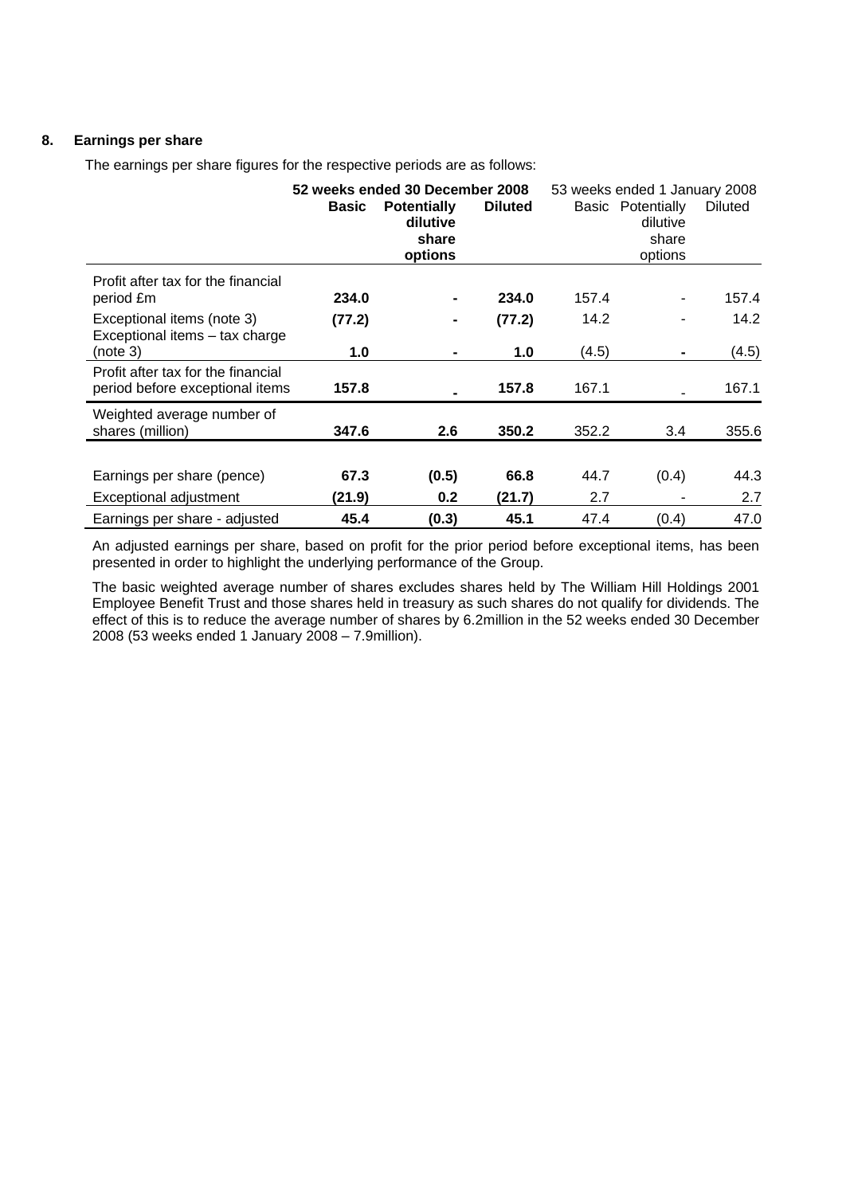## 8. Earnings per share

The earnings per share figures for the respective periods are as follows:

| | **52 weeks ended 30 December 2008** | | | 53 weeks ended 1 January 2008 | | |
|---|---|---|---|---|---|---|
| | **Basic** | **Potentially dilutive share options** | **Diluted** | Basic | Potentially dilutive share options | Diluted |
| Profit after tax for the financial period £m | **234.0** | **-** | **234.0** | 157.4 | - | 157.4 |
| Exceptional items (note 3) | **(77.2)** | **-** | **(77.2)** | 14.2 | - | 14.2 |
| Exceptional items – tax charge (note 3) | **1.0** | **-** | **1.0** | (4.5) | **-** | (4.5) |
| Profit after tax for the financial period before exceptional items | **157.8** | **-** | **157.8** | 167.1 | - | 167.1 |
| Weighted average number of shares (million) | **347.6** | **2.6** | **350.2** | 352.2 | 3.4 | 355.6 |
| Earnings per share (pence) | **67.3** | **(0.5)** | **66.8** | 44.7 | (0.4) | 44.3 |
| Exceptional adjustment | **(21.9)** | **0.2** | **(21.7)** | 2.7 | - | 2.7 |
| Earnings per share - adjusted | **45.4** | **(0.3)** | **45.1** | 47.4 | (0.4) | 47.0 |

An adjusted earnings per share, based on profit for the prior period before exceptional items, has been presented in order to highlight the underlying performance of the Group.

The basic weighted average number of shares excludes shares held by The William Hill Holdings 2001 Employee Benefit Trust and those shares held in treasury as such shares do not qualify for dividends. The effect of this is to reduce the average number of shares by 6.2million in the 52 weeks ended 30 December 2008 (53 weeks ended 1 January 2008 – 7.9million).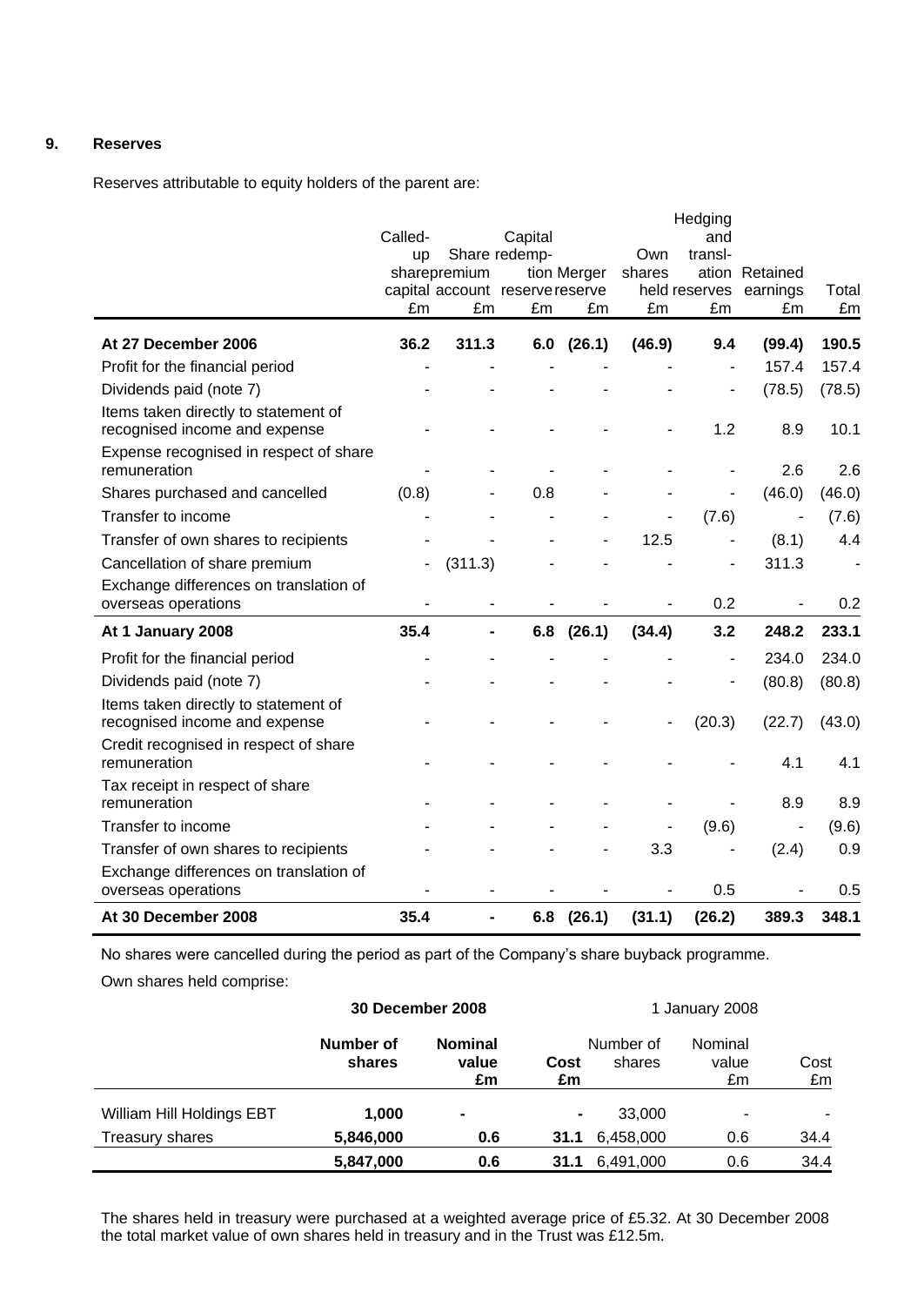## 9. Reserves

Reserves attributable to equity holders of the parent are:

| | Called-up share capital £m | Share premium account £m | Capital redemption reserve £m | Merger reserve £m | Own shares held £m | Hedging and translation reserves £m | Retained earnings £m | Total £m |
|---|---|---|---|---|---|---|---|---|
| **At 27 December 2006** | **36.2** | **311.3** | **6.0** | **(26.1)** | **(46.9)** | **9.4** | **(99.4)** | **190.5** |
| Profit for the financial period | - | - | - | - | - | - | 157.4 | 157.4 |
| Dividends paid (note 7) | - | - | - | - | - | - | (78.5) | (78.5) |
| Items taken directly to statement of recognised income and expense | - | - | - | - | - | 1.2 | 8.9 | 10.1 |
| Expense recognised in respect of share remuneration | - | - | - | - | - | - | 2.6 | 2.6 |
| Shares purchased and cancelled | (0.8) | - | 0.8 | - | - | - | (46.0) | (46.0) |
| Transfer to income | - | - | - | - | - | (7.6) | - | (7.6) |
| Transfer of own shares to recipients | - | - | - | - | 12.5 | - | (8.1) | 4.4 |
| Cancellation of share premium | - | (311.3) | - | - | - | - | 311.3 | - |
| Exchange differences on translation of overseas operations | - | - | - | - | - | 0.2 | - | 0.2 |
| **At 1 January 2008** | **35.4** | **-** | **6.8** | **(26.1)** | **(34.4)** | **3.2** | **248.2** | **233.1** |
| Profit for the financial period | - | - | - | - | - | - | 234.0 | 234.0 |
| Dividends paid (note 7) | - | - | - | - | - | - | (80.8) | (80.8) |
| Items taken directly to statement of recognised income and expense | - | - | - | - | - | (20.3) | (22.7) | (43.0) |
| Credit recognised in respect of share remuneration | - | - | - | - | - | - | 4.1 | 4.1 |
| Tax receipt in respect of share remuneration | - | - | - | - | - | - | 8.9 | 8.9 |
| Transfer to income | - | - | - | - | - | (9.6) | - | (9.6) |
| Transfer of own shares to recipients | - | - | - | - | 3.3 | - | (2.4) | 0.9 |
| Exchange differences on translation of overseas operations | - | - | - | - | - | 0.5 | - | 0.5 |
| **At 30 December 2008** | **35.4** | **-** | **6.8** | **(26.1)** | **(31.1)** | **(26.2)** | **389.3** | **348.1** |

No shares were cancelled during the period as part of the Company's share buyback programme.

Own shares held comprise:

| | **30 December 2008** | | | 1 January 2008 | | |
|---|---|---|---|---|---|---|
| | **Number of shares** | **Nominal value £m** | **Cost £m** | Number of shares | Nominal value £m | Cost £m |
| William Hill Holdings EBT | **1,000** | **-** | **-** | 33,000 | - | - |
| Treasury shares | **5,846,000** | **0.6** | **31.1** | 6,458,000 | 0.6 | 34.4 |
| | **5,847,000** | **0.6** | **31.1** | 6,491,000 | 0.6 | 34.4 |

The shares held in treasury were purchased at a weighted average price of £5.32. At 30 December 2008 the total market value of own shares held in treasury and in the Trust was £12.5m.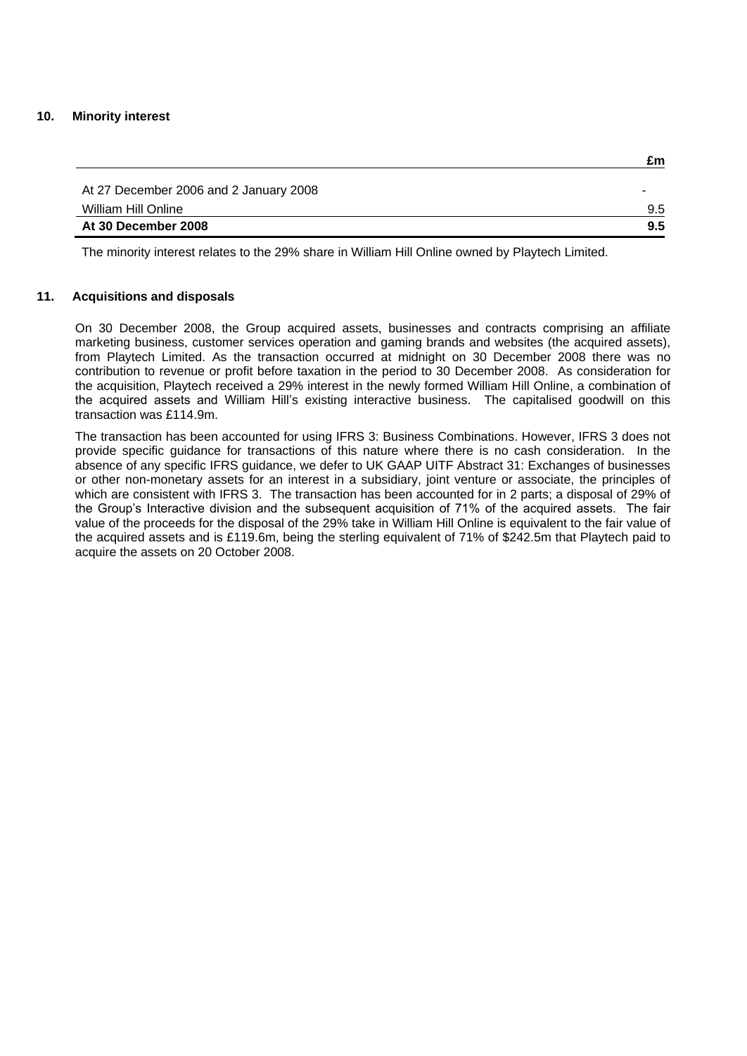## 10. Minority interest

| | £m |
|---|---|
| At 27 December 2006 and 2 January 2008 | - |
| William Hill Online | 9.5 |
| **At 30 December 2008** | **9.5** |

The minority interest relates to the 29% share in William Hill Online owned by Playtech Limited.

## 11. Acquisitions and disposals

On 30 December 2008, the Group acquired assets, businesses and contracts comprising an affiliate marketing business, customer services operation and gaming brands and websites (the acquired assets), from Playtech Limited. As the transaction occurred at midnight on 30 December 2008 there was no contribution to revenue or profit before taxation in the period to 30 December 2008. As consideration for the acquisition, Playtech received a 29% interest in the newly formed William Hill Online, a combination of the acquired assets and William Hill's existing interactive business. The capitalised goodwill on this transaction was £114.9m.

The transaction has been accounted for using IFRS 3: Business Combinations. However, IFRS 3 does not provide specific guidance for transactions of this nature where there is no cash consideration. In the absence of any specific IFRS guidance, we defer to UK GAAP UITF Abstract 31: Exchanges of businesses or other non-monetary assets for an interest in a subsidiary, joint venture or associate, the principles of which are consistent with IFRS 3. The transaction has been accounted for in 2 parts; a disposal of 29% of the Group's Interactive division and the subsequent acquisition of 71% of the acquired assets. The fair value of the proceeds for the disposal of the 29% take in William Hill Online is equivalent to the fair value of the acquired assets and is £119.6m, being the sterling equivalent of 71% of $242.5m that Playtech paid to acquire the assets on 20 October 2008.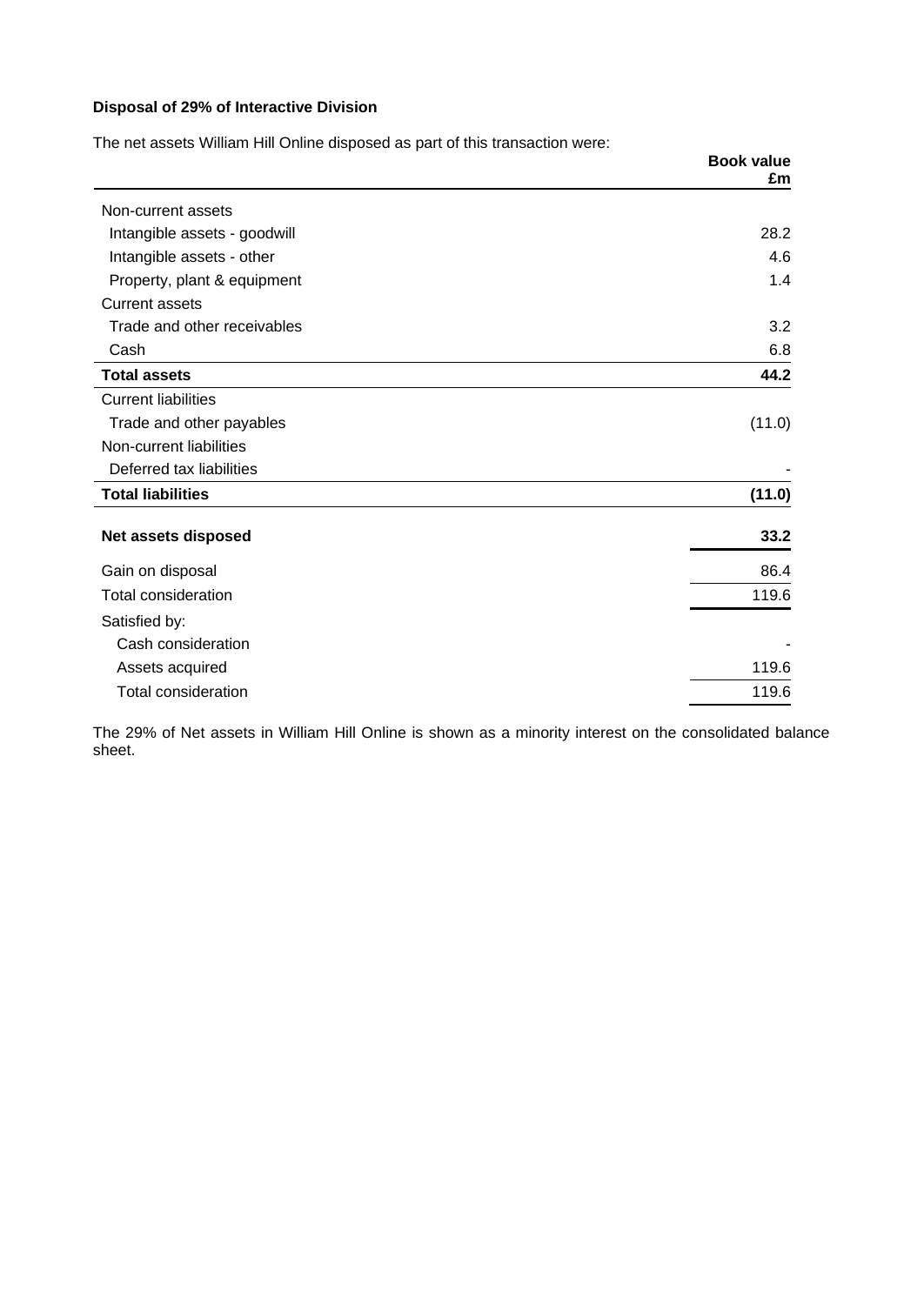**Disposal of 29% of Interactive Division**

The net assets William Hill Online disposed as part of this transaction were:

| | Book value £m |
|---|---|
| Non-current assets | |
| Intangible assets - goodwill | 28.2 |
| Intangible assets - other | 4.6 |
| Property, plant & equipment | 1.4 |
| Current assets | |
| Trade and other receivables | 3.2 |
| Cash | 6.8 |
| **Total assets** | **44.2** |
| Current liabilities | |
| Trade and other payables | (11.0) |
| Non-current liabilities | |
| Deferred tax liabilities | - |
| **Total liabilities** | **(11.0)** |
| **Net assets disposed** | **33.2** |
| Gain on disposal | 86.4 |
| Total consideration | 119.6 |
| Satisfied by: | |
| Cash consideration | - |
| Assets acquired | 119.6 |
| Total consideration | 119.6 |

The 29% of Net assets in William Hill Online is shown as a minority interest on the consolidated balance sheet.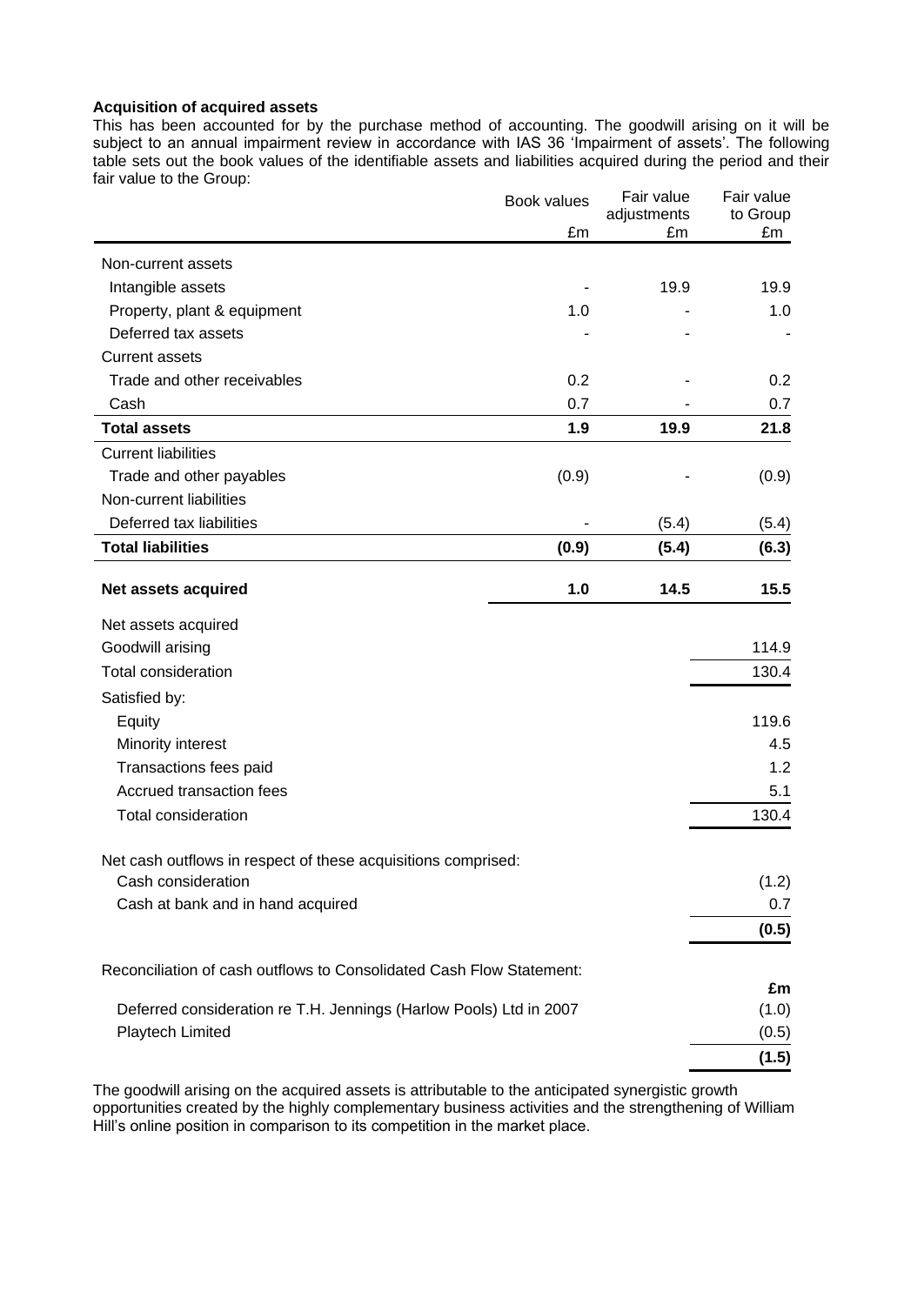**Acquisition of acquired assets**

This has been accounted for by the purchase method of accounting. The goodwill arising on it will be subject to an annual impairment review in accordance with IAS 36 'Impairment of assets'. The following table sets out the book values of the identifiable assets and liabilities acquired during the period and their fair value to the Group:

| | Book values £m | Fair value adjustments £m | Fair value to Group £m |
|---|---|---|---|
| Non-current assets | | | |
| Intangible assets | - | 19.9 | 19.9 |
| Property, plant & equipment | 1.0 | - | 1.0 |
| Deferred tax assets | - | - | - |
| Current assets | | | |
| Trade and other receivables | 0.2 | - | 0.2 |
| Cash | 0.7 | - | 0.7 |
| **Total assets** | **1.9** | **19.9** | **21.8** |
| Current liabilities | | | |
| Trade and other payables | (0.9) | - | (0.9) |
| Non-current liabilities | | | |
| Deferred tax liabilities | - | (5.4) | (5.4) |
| **Total liabilities** | **(0.9)** | **(5.4)** | **(6.3)** |
| **Net assets acquired** | **1.0** | **14.5** | **15.5** |
| Net assets acquired | | | |
| Goodwill arising | | | 114.9 |
| Total consideration | | | 130.4 |
| Satisfied by: | | | |
| Equity | | | 119.6 |
| Minority interest | | | 4.5 |
| Transactions fees paid | | | 1.2 |
| Accrued transaction fees | | | 5.1 |
| Total consideration | | | 130.4 |

| Net cash outflows in respect of these acquisitions comprised: | |
|---|---|
| Cash consideration | (1.2) |
| Cash at bank and in hand acquired | 0.7 |
| | **(0.5)** |

| Reconciliation of cash outflows to Consolidated Cash Flow Statement: | £m |
|---|---|
| Deferred consideration re T.H. Jennings (Harlow Pools) Ltd in 2007 | (1.0) |
| Playtech Limited | (0.5) |
| | **(1.5)** |

The goodwill arising on the acquired assets is attributable to the anticipated synergistic growth opportunities created by the highly complementary business activities and the strengthening of William Hill's online position in comparison to its competition in the market place.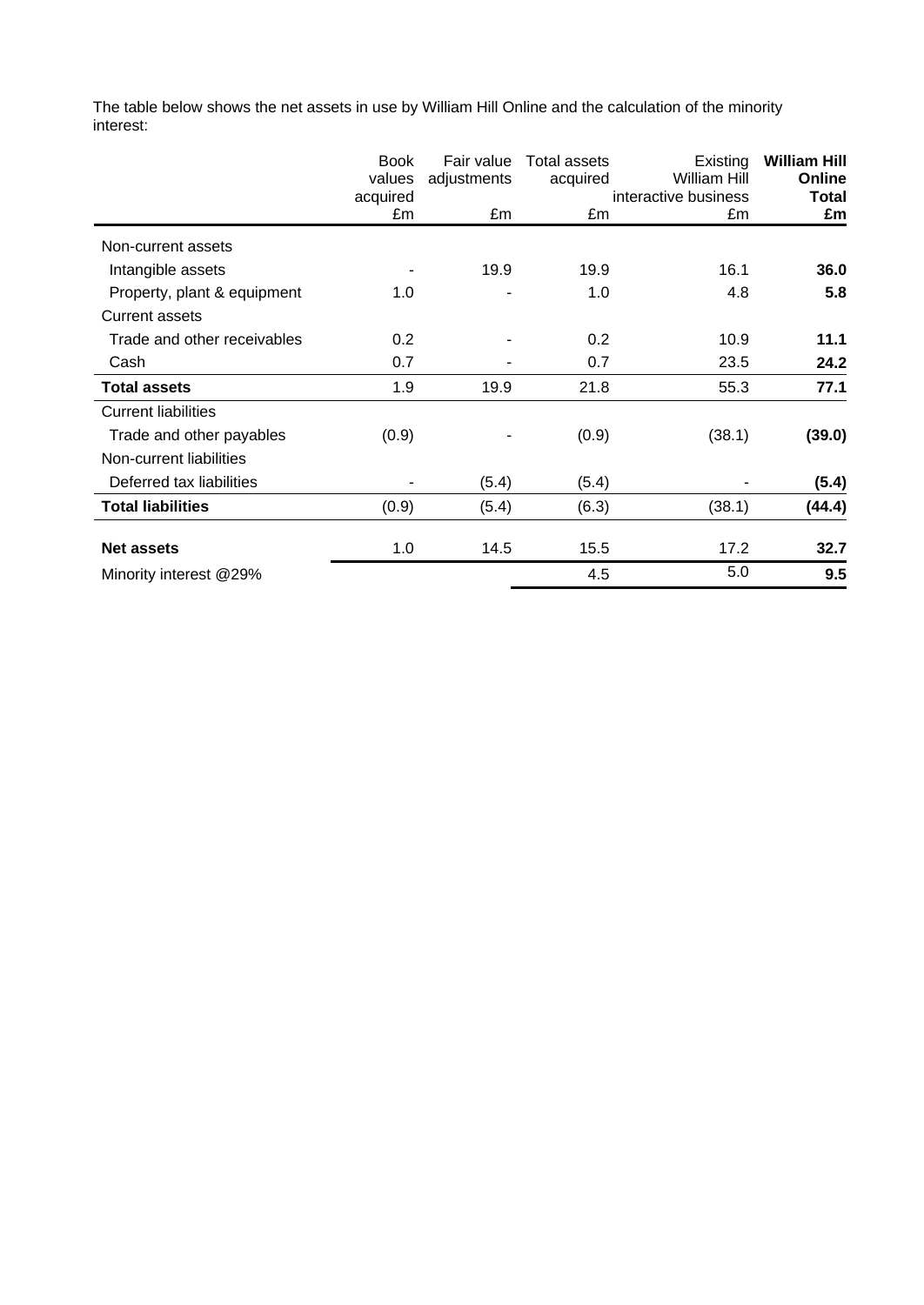The table below shows the net assets in use by William Hill Online and the calculation of the minority interest:

| | Book values acquired £m | Fair value adjustments £m | Total assets acquired £m | Existing William Hill interactive business £m | **William Hill Online Total £m** |
|---|---|---|---|---|---|
| Non-current assets | | | | | |
| Intangible assets | - | 19.9 | 19.9 | 16.1 | **36.0** |
| Property, plant & equipment | 1.0 | - | 1.0 | 4.8 | **5.8** |
| Current assets | | | | | |
| Trade and other receivables | 0.2 | - | 0.2 | 10.9 | **11.1** |
| Cash | 0.7 | - | 0.7 | 23.5 | **24.2** |
| **Total assets** | 1.9 | 19.9 | 21.8 | 55.3 | **77.1** |
| Current liabilities | | | | | |
| Trade and other payables | (0.9) | - | (0.9) | (38.1) | **(39.0)** |
| Non-current liabilities | | | | | |
| Deferred tax liabilities | - | (5.4) | (5.4) | - | **(5.4)** |
| **Total liabilities** | (0.9) | (5.4) | (6.3) | (38.1) | **(44.4)** |
| **Net assets** | 1.0 | 14.5 | 15.5 | 17.2 | **32.7** |
| Minority interest @29% | | | 4.5 | 5.0 | **9.5** |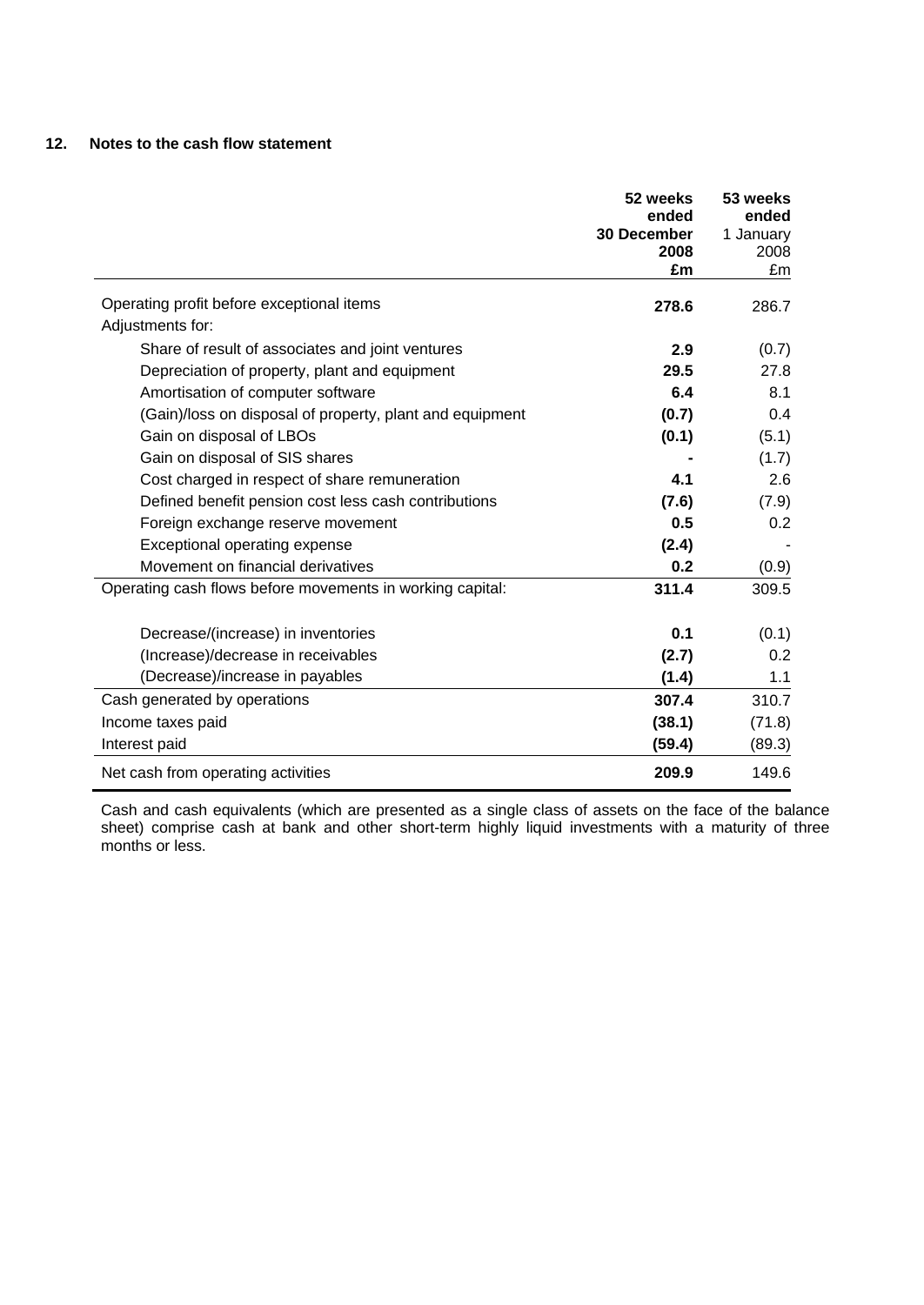## 12. Notes to the cash flow statement

| | 52 weeks ended 30 December 2008 £m | 53 weeks ended 1 January 2008 £m |
|---|---|---|
| Operating profit before exceptional items | **278.6** | 286.7 |
| Adjustments for: | | |
| Share of result of associates and joint ventures | **2.9** | (0.7) |
| Depreciation of property, plant and equipment | **29.5** | 27.8 |
| Amortisation of computer software | **6.4** | 8.1 |
| (Gain)/loss on disposal of property, plant and equipment | **(0.7)** | 0.4 |
| Gain on disposal of LBOs | **(0.1)** | (5.1) |
| Gain on disposal of SIS shares | **-** | (1.7) |
| Cost charged in respect of share remuneration | **4.1** | 2.6 |
| Defined benefit pension cost less cash contributions | **(7.6)** | (7.9) |
| Foreign exchange reserve movement | **0.5** | 0.2 |
| Exceptional operating expense | **(2.4)** | - |
| Movement on financial derivatives | **0.2** | (0.9) |
| Operating cash flows before movements in working capital: | **311.4** | 309.5 |
| Decrease/(increase) in inventories | **0.1** | (0.1) |
| (Increase)/decrease in receivables | **(2.7)** | 0.2 |
| (Decrease)/increase in payables | **(1.4)** | 1.1 |
| Cash generated by operations | **307.4** | 310.7 |
| Income taxes paid | **(38.1)** | (71.8) |
| Interest paid | **(59.4)** | (89.3) |
| Net cash from operating activities | **209.9** | 149.6 |

Cash and cash equivalents (which are presented as a single class of assets on the face of the balance sheet) comprise cash at bank and other short-term highly liquid investments with a maturity of three months or less.